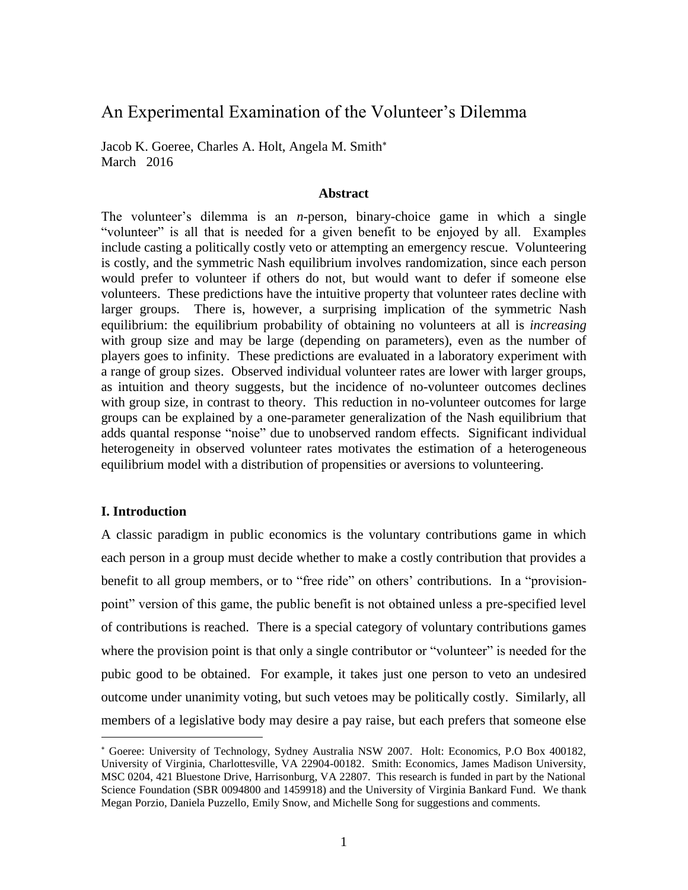# An Experimental Examination of the Volunteer's Dilemma

Jacob K. Goeree, Charles A. Holt, Angela M. Smith*
March 2016

**Abstract**

The volunteer's dilemma is an *n*-person, binary-choice game in which a single "volunteer" is all that is needed for a given benefit to be enjoyed by all. Examples include casting a politically costly veto or attempting an emergency rescue. Volunteering is costly, and the symmetric Nash equilibrium involves randomization, since each person would prefer to volunteer if others do not, but would want to defer if someone else volunteers. These predictions have the intuitive property that volunteer rates decline with larger groups. There is, however, a surprising implication of the symmetric Nash equilibrium: the equilibrium probability of obtaining no volunteers at all is *increasing* with group size and may be large (depending on parameters), even as the number of players goes to infinity. These predictions are evaluated in a laboratory experiment with a range of group sizes. Observed individual volunteer rates are lower with larger groups, as intuition and theory suggests, but the incidence of no-volunteer outcomes declines with group size, in contrast to theory. This reduction in no-volunteer outcomes for large groups can be explained by a one-parameter generalization of the Nash equilibrium that adds quantal response "noise" due to unobserved random effects. Significant individual heterogeneity in observed volunteer rates motivates the estimation of a heterogeneous equilibrium model with a distribution of propensities or aversions to volunteering.

## I. Introduction

A classic paradigm in public economics is the voluntary contributions game in which each person in a group must decide whether to make a costly contribution that provides a benefit to all group members, or to "free ride" on others' contributions. In a "provision-point" version of this game, the public benefit is not obtained unless a pre-specified level of contributions is reached. There is a special category of voluntary contributions games where the provision point is that only a single contributor or "volunteer" is needed for the pubic good to be obtained. For example, it takes just one person to veto an undesired outcome under unanimity voting, but such vetoes may be politically costly. Similarly, all members of a legislative body may desire a pay raise, but each prefers that someone else

---

* Goeree: University of Technology, Sydney Australia NSW 2007. Holt: Economics, P.O Box 400182, University of Virginia, Charlottesville, VA 22904-00182. Smith: Economics, James Madison University, MSC 0204, 421 Bluestone Drive, Harrisonburg, VA 22807. This research is funded in part by the National Science Foundation (SBR 0094800 and 1459918) and the University of Virginia Bankard Fund. We thank Megan Porzio, Daniela Puzzello, Emily Snow, and Michelle Song for suggestions and comments.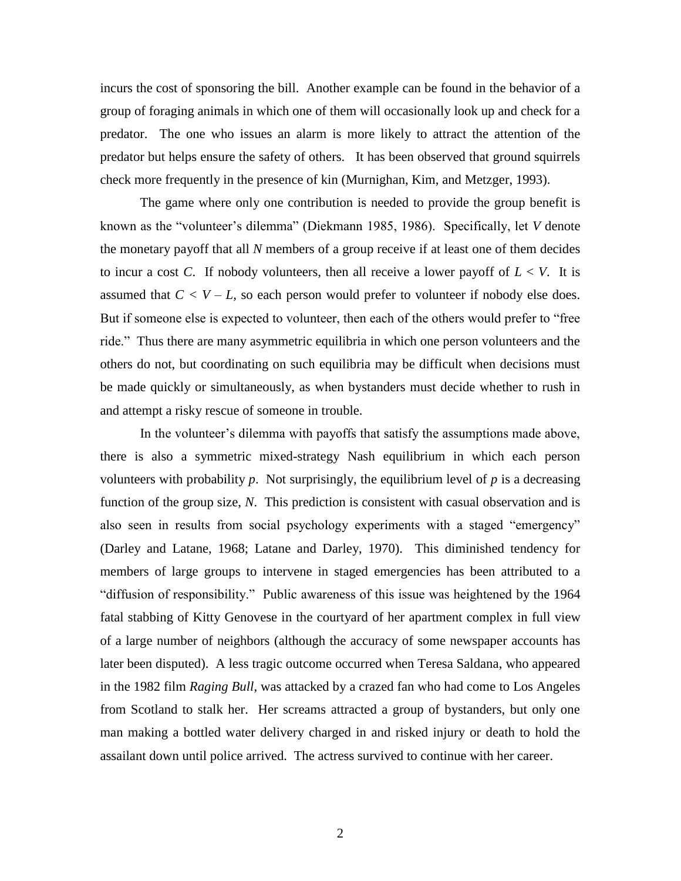incurs the cost of sponsoring the bill. Another example can be found in the behavior of a group of foraging animals in which one of them will occasionally look up and check for a predator. The one who issues an alarm is more likely to attract the attention of the predator but helps ensure the safety of others. It has been observed that ground squirrels check more frequently in the presence of kin (Murnighan, Kim, and Metzger, 1993).

The game where only one contribution is needed to provide the group benefit is known as the "volunteer's dilemma" (Diekmann 1985, 1986). Specifically, let $V$ denote the monetary payoff that all $N$ members of a group receive if at least one of them decides to incur a cost $C$. If nobody volunteers, then all receive a lower payoff of $L < V$. It is assumed that $C < V - L$, so each person would prefer to volunteer if nobody else does. But if someone else is expected to volunteer, then each of the others would prefer to "free ride." Thus there are many asymmetric equilibria in which one person volunteers and the others do not, but coordinating on such equilibria may be difficult when decisions must be made quickly or simultaneously, as when bystanders must decide whether to rush in and attempt a risky rescue of someone in trouble.

In the volunteer's dilemma with payoffs that satisfy the assumptions made above, there is also a symmetric mixed-strategy Nash equilibrium in which each person volunteers with probability $p$. Not surprisingly, the equilibrium level of $p$ is a decreasing function of the group size, $N$. This prediction is consistent with casual observation and is also seen in results from social psychology experiments with a staged "emergency" (Darley and Latane, 1968; Latane and Darley, 1970). This diminished tendency for members of large groups to intervene in staged emergencies has been attributed to a "diffusion of responsibility." Public awareness of this issue was heightened by the 1964 fatal stabbing of Kitty Genovese in the courtyard of her apartment complex in full view of a large number of neighbors (although the accuracy of some newspaper accounts has later been disputed). A less tragic outcome occurred when Teresa Saldana, who appeared in the 1982 film *Raging Bull*, was attacked by a crazed fan who had come to Los Angeles from Scotland to stalk her. Her screams attracted a group of bystanders, but only one man making a bottled water delivery charged in and risked injury or death to hold the assailant down until police arrived. The actress survived to continue with her career.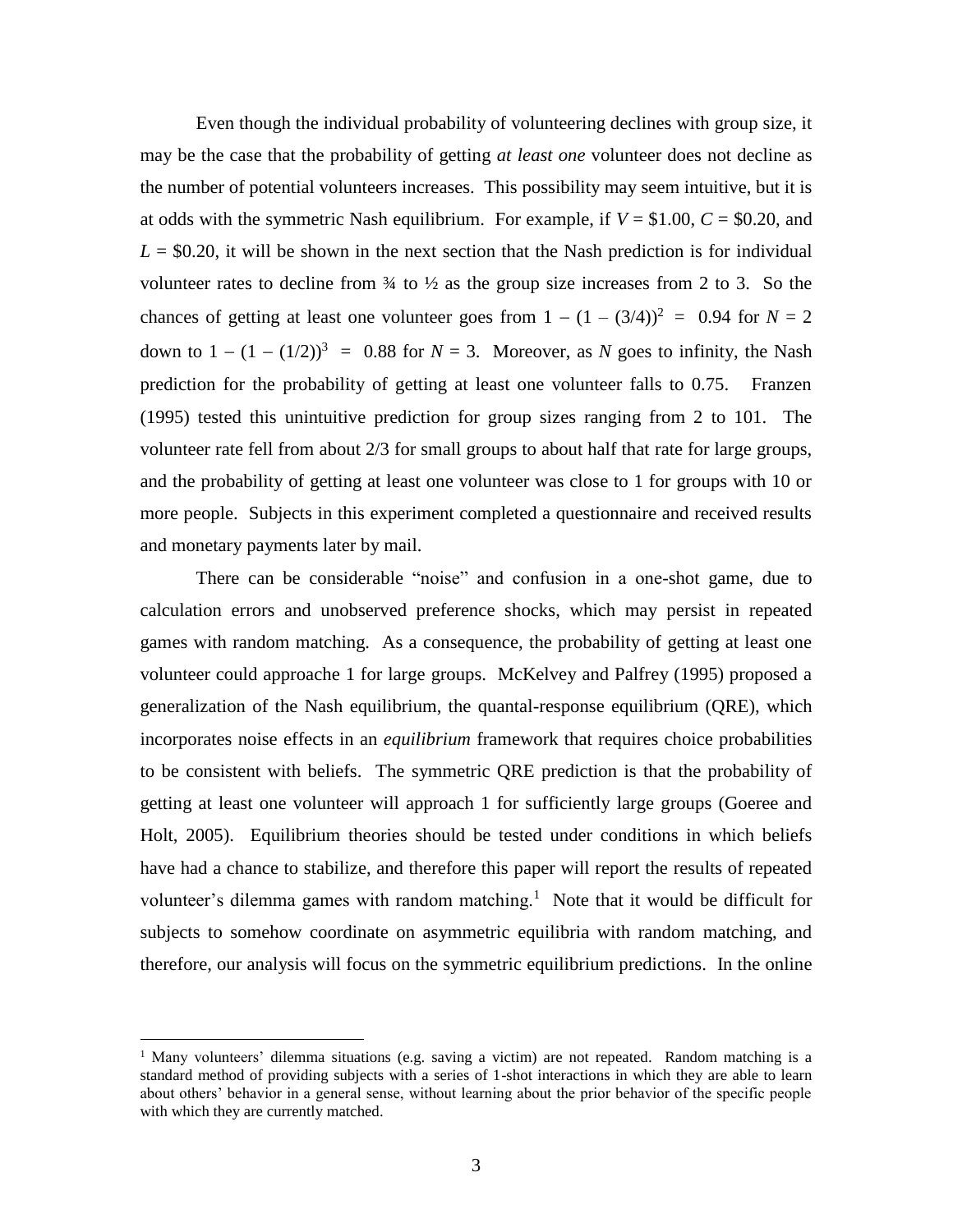Even though the individual probability of volunteering declines with group size, it may be the case that the probability of getting *at least one* volunteer does not decline as the number of potential volunteers increases. This possibility may seem intuitive, but it is at odds with the symmetric Nash equilibrium. For example, if $V$ = \$1.00, $C$ = \$0.20, and $L$ = \$0.20, it will be shown in the next section that the Nash prediction is for individual volunteer rates to decline from ¾ to ½ as the group size increases from 2 to 3. So the chances of getting at least one volunteer goes from $1 - (1 - (3/4))^2 = 0.94$ for $N = 2$ down to $1 - (1 - (1/2))^3 = 0.88$ for $N = 3$. Moreover, as $N$ goes to infinity, the Nash prediction for the probability of getting at least one volunteer falls to 0.75. Franzen (1995) tested this unintuitive prediction for group sizes ranging from 2 to 101. The volunteer rate fell from about 2/3 for small groups to about half that rate for large groups, and the probability of getting at least one volunteer was close to 1 for groups with 10 or more people. Subjects in this experiment completed a questionnaire and received results and monetary payments later by mail.

There can be considerable "noise" and confusion in a one-shot game, due to calculation errors and unobserved preference shocks, which may persist in repeated games with random matching. As a consequence, the probability of getting at least one volunteer could approache 1 for large groups. McKelvey and Palfrey (1995) proposed a generalization of the Nash equilibrium, the quantal-response equilibrium (QRE), which incorporates noise effects in an *equilibrium* framework that requires choice probabilities to be consistent with beliefs. The symmetric QRE prediction is that the probability of getting at least one volunteer will approach 1 for sufficiently large groups (Goeree and Holt, 2005). Equilibrium theories should be tested under conditions in which beliefs have had a chance to stabilize, and therefore this paper will report the results of repeated volunteer's dilemma games with random matching.[1] Note that it would be difficult for subjects to somehow coordinate on asymmetric equilibria with random matching, and therefore, our analysis will focus on the symmetric equilibrium predictions. In the online

[1] Many volunteers' dilemma situations (e.g. saving a victim) are not repeated. Random matching is a standard method of providing subjects with a series of 1-shot interactions in which they are able to learn about others' behavior in a general sense, without learning about the prior behavior of the specific people with which they are currently matched.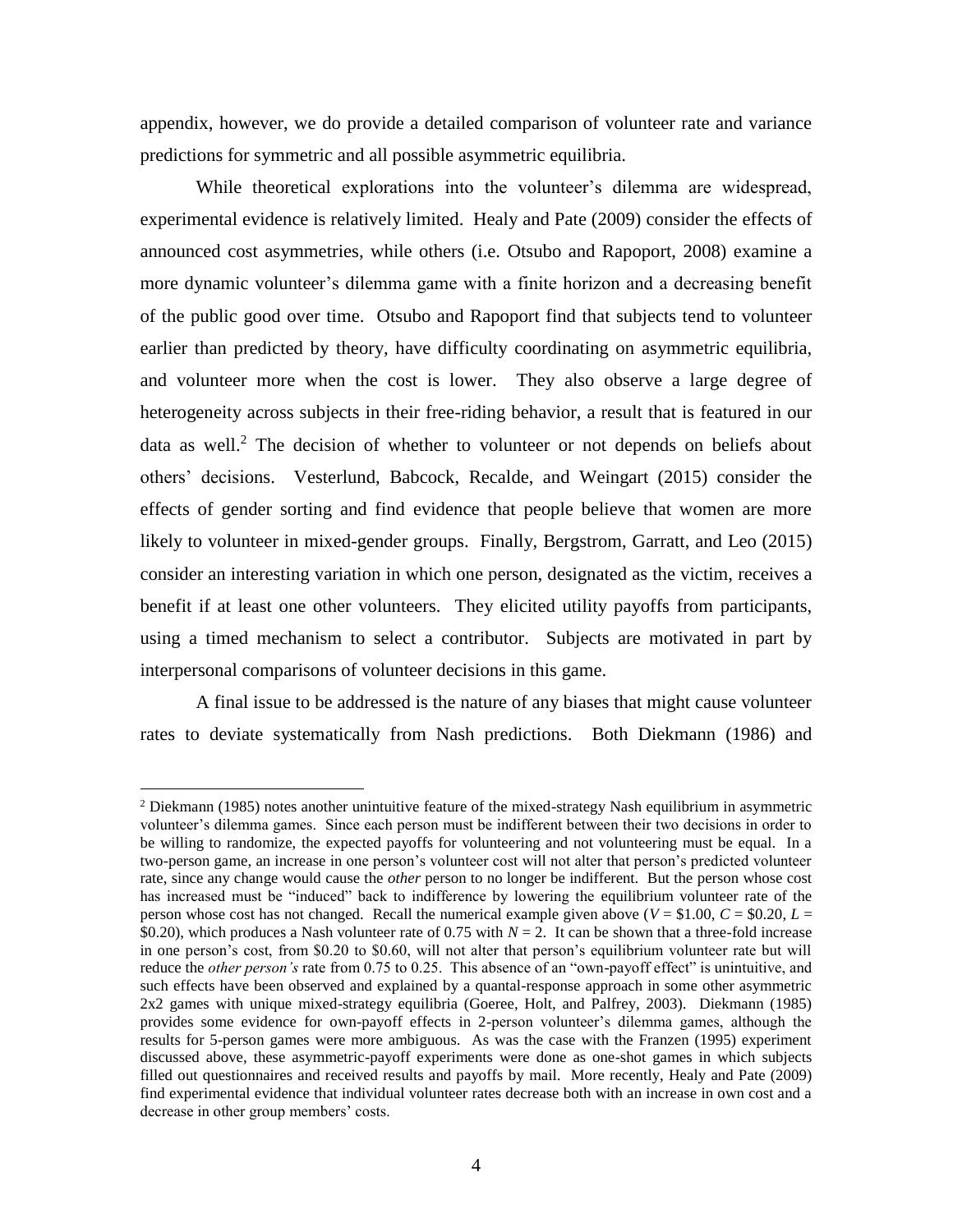appendix, however, we do provide a detailed comparison of volunteer rate and variance predictions for symmetric and all possible asymmetric equilibria.

While theoretical explorations into the volunteer's dilemma are widespread, experimental evidence is relatively limited. Healy and Pate (2009) consider the effects of announced cost asymmetries, while others (i.e. Otsubo and Rapoport, 2008) examine a more dynamic volunteer's dilemma game with a finite horizon and a decreasing benefit of the public good over time. Otsubo and Rapoport find that subjects tend to volunteer earlier than predicted by theory, have difficulty coordinating on asymmetric equilibria, and volunteer more when the cost is lower. They also observe a large degree of heterogeneity across subjects in their free-riding behavior, a result that is featured in our data as well.[2] The decision of whether to volunteer or not depends on beliefs about others' decisions. Vesterlund, Babcock, Recalde, and Weingart (2015) consider the effects of gender sorting and find evidence that people believe that women are more likely to volunteer in mixed-gender groups. Finally, Bergstrom, Garratt, and Leo (2015) consider an interesting variation in which one person, designated as the victim, receives a benefit if at least one other volunteers. They elicited utility payoffs from participants, using a timed mechanism to select a contributor. Subjects are motivated in part by interpersonal comparisons of volunteer decisions in this game.

A final issue to be addressed is the nature of any biases that might cause volunteer rates to deviate systematically from Nash predictions. Both Diekmann (1986) and

---

[2] Diekmann (1985) notes another unintuitive feature of the mixed-strategy Nash equilibrium in asymmetric volunteer's dilemma games. Since each person must be indifferent between their two decisions in order to be willing to randomize, the expected payoffs for volunteering and not volunteering must be equal. In a two-person game, an increase in one person's volunteer cost will not alter that person's predicted volunteer rate, since any change would cause the *other* person to no longer be indifferent. But the person whose cost has increased must be "induced" back to indifference by lowering the equilibrium volunteer rate of the person whose cost has not changed. Recall the numerical example given above ($V$ = \$1.00, $C$ = \$0.20, $L$ = \$0.20), which produces a Nash volunteer rate of 0.75 with $N = 2$. It can be shown that a three-fold increase in one person's cost, from \$0.20 to \$0.60, will not alter that person's equilibrium volunteer rate but will reduce the *other person's* rate from 0.75 to 0.25. This absence of an "own-payoff effect" is unintuitive, and such effects have been observed and explained by a quantal-response approach in some other asymmetric 2x2 games with unique mixed-strategy equilibria (Goeree, Holt, and Palfrey, 2003). Diekmann (1985) provides some evidence for own-payoff effects in 2-person volunteer's dilemma games, although the results for 5-person games were more ambiguous. As was the case with the Franzen (1995) experiment discussed above, these asymmetric-payoff experiments were done as one-shot games in which subjects filled out questionnaires and received results and payoffs by mail. More recently, Healy and Pate (2009) find experimental evidence that individual volunteer rates decrease both with an increase in own cost and a decrease in other group members' costs.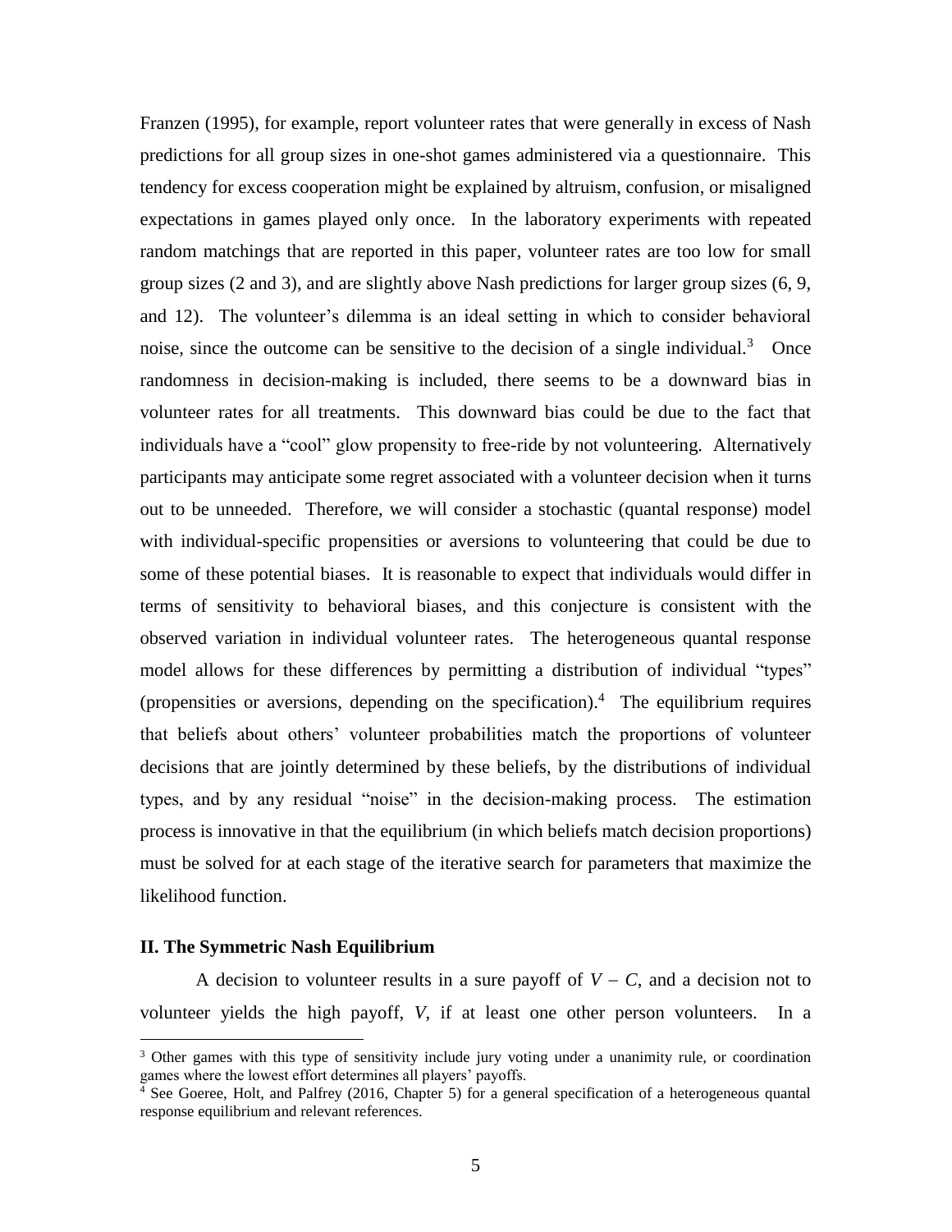Franzen (1995), for example, report volunteer rates that were generally in excess of Nash predictions for all group sizes in one-shot games administered via a questionnaire. This tendency for excess cooperation might be explained by altruism, confusion, or misaligned expectations in games played only once. In the laboratory experiments with repeated random matchings that are reported in this paper, volunteer rates are too low for small group sizes (2 and 3), and are slightly above Nash predictions for larger group sizes (6, 9, and 12). The volunteer's dilemma is an ideal setting in which to consider behavioral noise, since the outcome can be sensitive to the decision of a single individual.[3] Once randomness in decision-making is included, there seems to be a downward bias in volunteer rates for all treatments. This downward bias could be due to the fact that individuals have a "cool" glow propensity to free-ride by not volunteering. Alternatively participants may anticipate some regret associated with a volunteer decision when it turns out to be unneeded. Therefore, we will consider a stochastic (quantal response) model with individual-specific propensities or aversions to volunteering that could be due to some of these potential biases. It is reasonable to expect that individuals would differ in terms of sensitivity to behavioral biases, and this conjecture is consistent with the observed variation in individual volunteer rates. The heterogeneous quantal response model allows for these differences by permitting a distribution of individual "types" (propensities or aversions, depending on the specification).[4] The equilibrium requires that beliefs about others' volunteer probabilities match the proportions of volunteer decisions that are jointly determined by these beliefs, by the distributions of individual types, and by any residual "noise" in the decision-making process. The estimation process is innovative in that the equilibrium (in which beliefs match decision proportions) must be solved for at each stage of the iterative search for parameters that maximize the likelihood function.

## II. The Symmetric Nash Equilibrium

A decision to volunteer results in a sure payoff of $V - C$, and a decision not to volunteer yields the high payoff, $V$, if at least one other person volunteers. In a

[3] Other games with this type of sensitivity include jury voting under a unanimity rule, or coordination games where the lowest effort determines all players' payoffs.

[4] See Goeree, Holt, and Palfrey (2016, Chapter 5) for a general specification of a heterogeneous quantal response equilibrium and relevant references.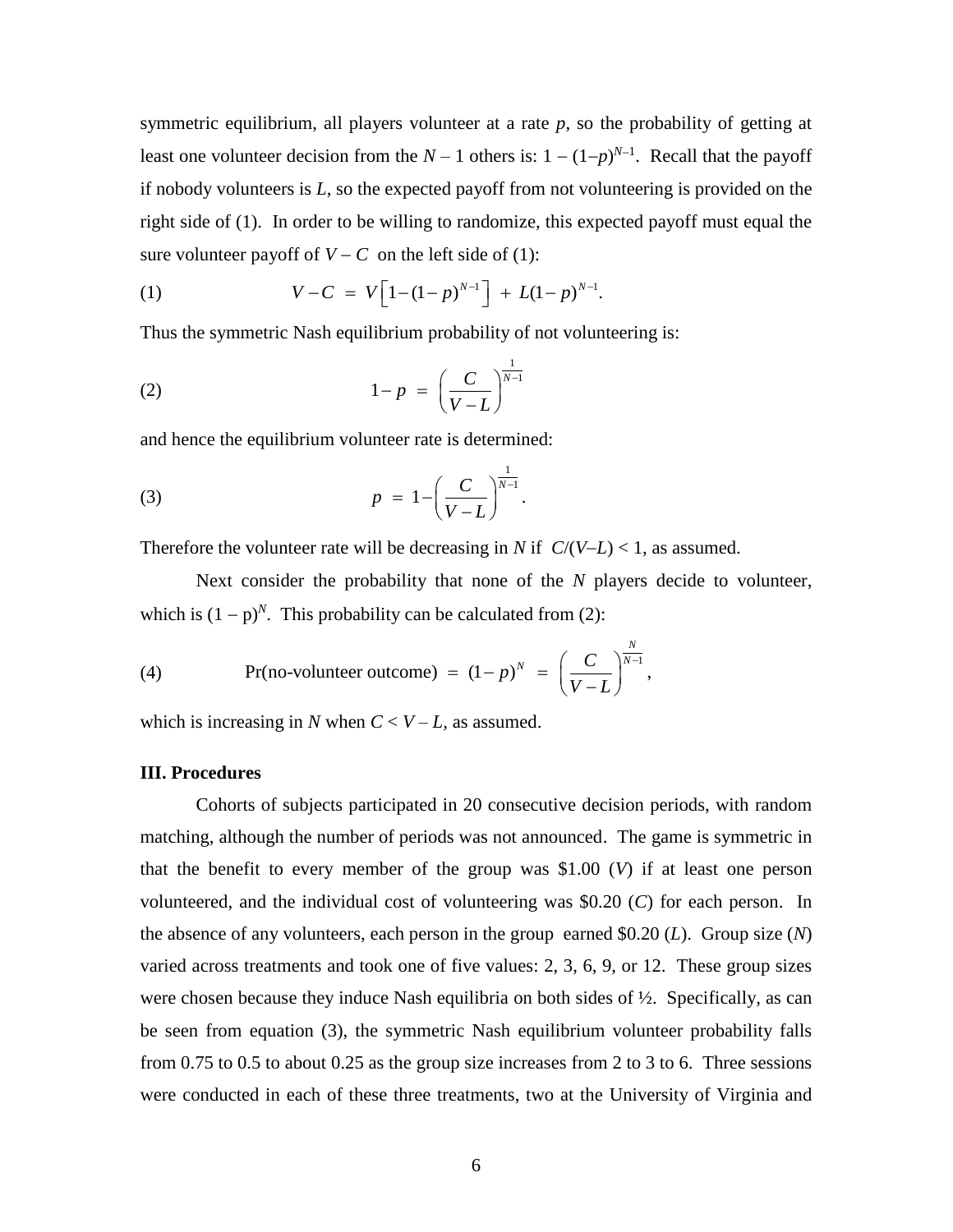symmetric equilibrium, all players volunteer at a rate $p$, so the probability of getting at least one volunteer decision from the $N - 1$ others is: $1 - (1-p)^{N-1}$. Recall that the payoff if nobody volunteers is $L$, so the expected payoff from not volunteering is provided on the right side of (1). In order to be willing to randomize, this expected payoff must equal the sure volunteer payoff of $V - C$ on the left side of (1):

$$(1) \qquad V - C \;=\; V\left[1-(1-p)^{N-1}\right] \;+\; L(1-p)^{N-1}.$$

Thus the symmetric Nash equilibrium probability of not volunteering is:

$$(2) \qquad 1-p \;=\; \left(\frac{C}{V-L}\right)^{\frac{1}{N-1}}$$

and hence the equilibrium volunteer rate is determined:

$$(3) \qquad p \;=\; 1-\left(\frac{C}{V-L}\right)^{\frac{1}{N-1}}.$$

Therefore the volunteer rate will be decreasing in $N$ if $C/(V-L) < 1$, as assumed.

Next consider the probability that none of the $N$ players decide to volunteer, which is $(1 - p)^N$. This probability can be calculated from (2):

$$(4) \qquad \text{Pr(no-volunteer outcome)} \;=\; (1-p)^{N} \;=\; \left(\frac{C}{V-L}\right)^{\frac{N}{N-1}},$$

which is increasing in $N$ when $C < V - L$, as assumed.

**III. Procedures**

Cohorts of subjects participated in 20 consecutive decision periods, with random matching, although the number of periods was not announced. The game is symmetric in that the benefit to every member of the group was \$1.00 ($V$) if at least one person volunteered, and the individual cost of volunteering was \$0.20 ($C$) for each person. In the absence of any volunteers, each person in the group earned \$0.20 ($L$). Group size ($N$) varied across treatments and took one of five values: 2, 3, 6, 9, or 12. These group sizes were chosen because they induce Nash equilibria on both sides of ½. Specifically, as can be seen from equation (3), the symmetric Nash equilibrium volunteer probability falls from 0.75 to 0.5 to about 0.25 as the group size increases from 2 to 3 to 6. Three sessions were conducted in each of these three treatments, two at the University of Virginia and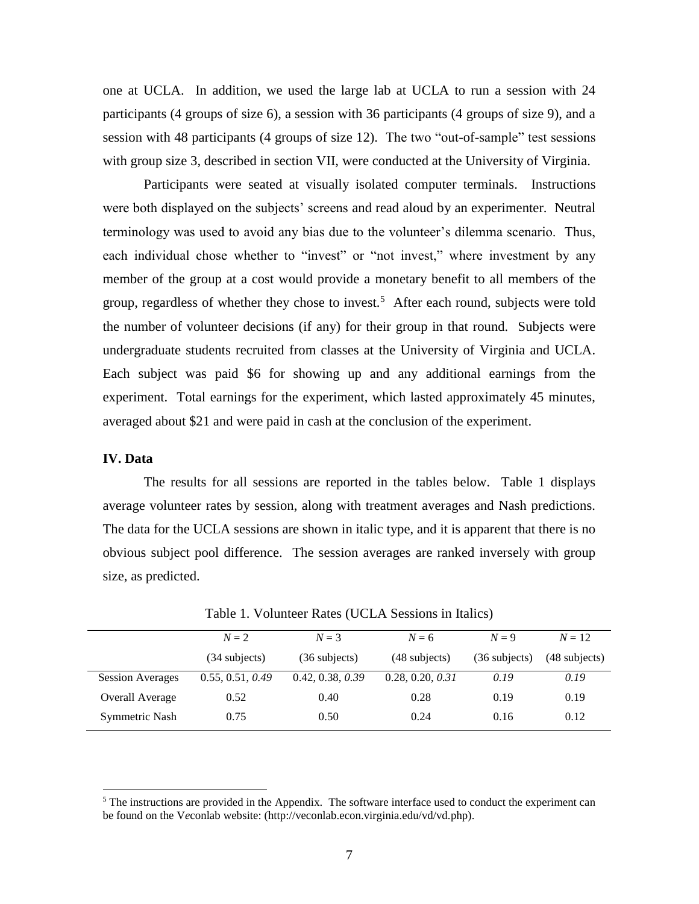one at UCLA. In addition, we used the large lab at UCLA to run a session with 24 participants (4 groups of size 6), a session with 36 participants (4 groups of size 9), and a session with 48 participants (4 groups of size 12). The two "out-of-sample" test sessions with group size 3, described in section VII, were conducted at the University of Virginia.

Participants were seated at visually isolated computer terminals. Instructions were both displayed on the subjects' screens and read aloud by an experimenter. Neutral terminology was used to avoid any bias due to the volunteer's dilemma scenario. Thus, each individual chose whether to "invest" or "not invest," where investment by any member of the group at a cost would provide a monetary benefit to all members of the group, regardless of whether they chose to invest.[5] After each round, subjects were told the number of volunteer decisions (if any) for their group in that round. Subjects were undergraduate students recruited from classes at the University of Virginia and UCLA. Each subject was paid $6 for showing up and any additional earnings from the experiment. Total earnings for the experiment, which lasted approximately 45 minutes, averaged about $21 and were paid in cash at the conclusion of the experiment.

### IV. Data

The results for all sessions are reported in the tables below. Table 1 displays average volunteer rates by session, along with treatment averages and Nash predictions. The data for the UCLA sessions are shown in italic type, and it is apparent that there is no obvious subject pool difference. The session averages are ranked inversely with group size, as predicted.

Table 1. Volunteer Rates (UCLA Sessions in Italics)

| | $N = 2$ (34 subjects) | $N = 3$ (36 subjects) | $N = 6$ (48 subjects) | $N = 9$ (36 subjects) | $N = 12$ (48 subjects) |
|---|---|---|---|---|---|
| Session Averages | 0.55, 0.51, *0.49* | 0.42, 0.38, *0.39* | 0.28, 0.20, *0.31* | *0.19* | *0.19* |
| Overall Average | 0.52 | 0.40 | 0.28 | 0.19 | 0.19 |
| Symmetric Nash | 0.75 | 0.50 | 0.24 | 0.16 | 0.12 |

[5] The instructions are provided in the Appendix. The software interface used to conduct the experiment can be found on the Veconlab website: (http://veconlab.econ.virginia.edu/vd/vd.php).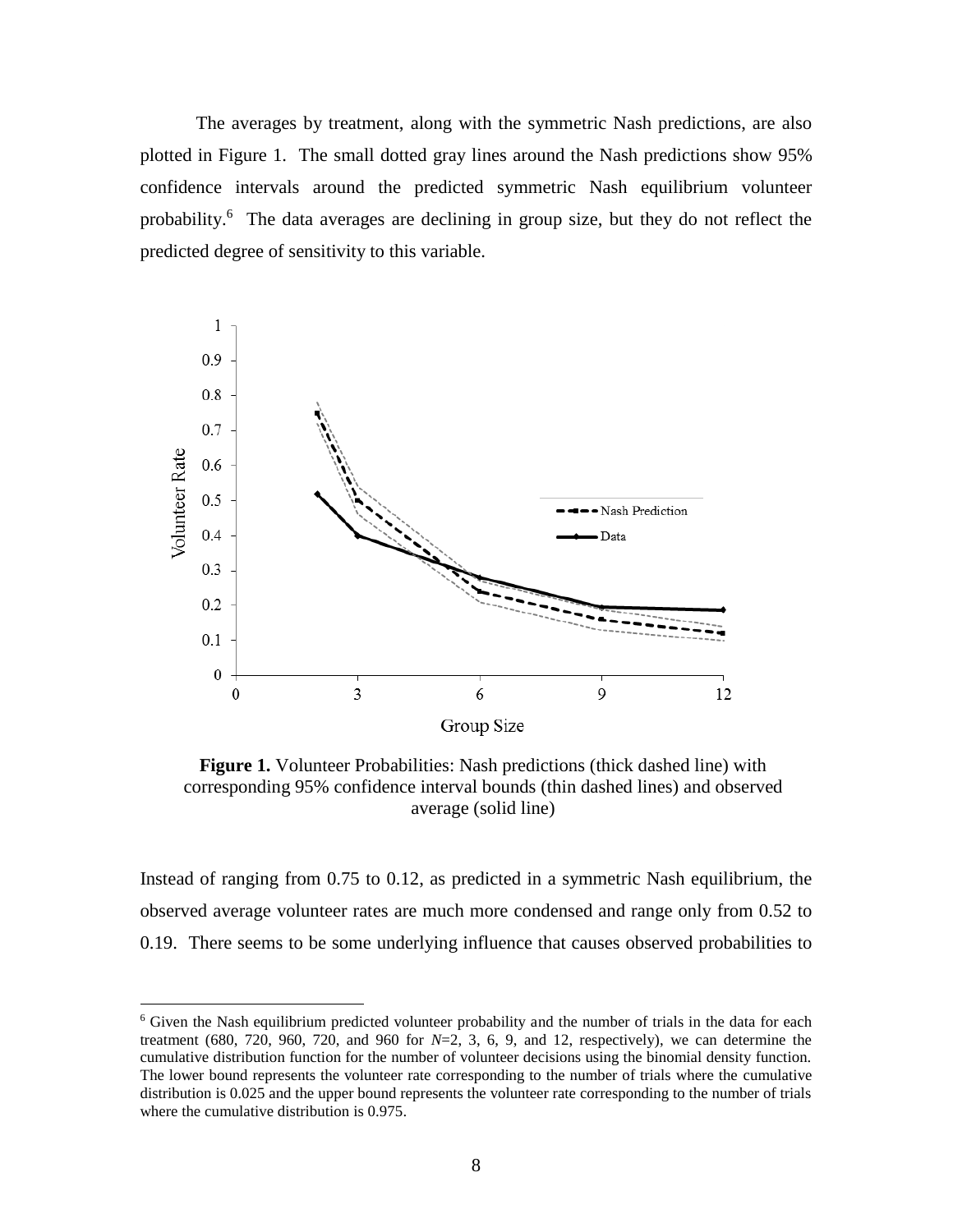The averages by treatment, along with the symmetric Nash predictions, are also plotted in Figure 1. The small dotted gray lines around the Nash predictions show 95% confidence intervals around the predicted symmetric Nash equilibrium volunteer probability.[6] The data averages are declining in group size, but they do not reflect the predicted degree of sensitivity to this variable.

**Figure 1.** Volunteer Probabilities: Nash predictions (thick dashed line) with corresponding 95% confidence interval bounds (thin dashed lines) and observed average (solid line)

Instead of ranging from 0.75 to 0.12, as predicted in a symmetric Nash equilibrium, the observed average volunteer rates are much more condensed and range only from 0.52 to 0.19. There seems to be some underlying influence that causes observed probabilities to

[6] Given the Nash equilibrium predicted volunteer probability and the number of trials in the data for each treatment (680, 720, 960, 720, and 960 for $N$=2, 3, 6, 9, and 12, respectively), we can determine the cumulative distribution function for the number of volunteer decisions using the binomial density function. The lower bound represents the volunteer rate corresponding to the number of trials where the cumulative distribution is 0.025 and the upper bound represents the volunteer rate corresponding to the number of trials where the cumulative distribution is 0.975.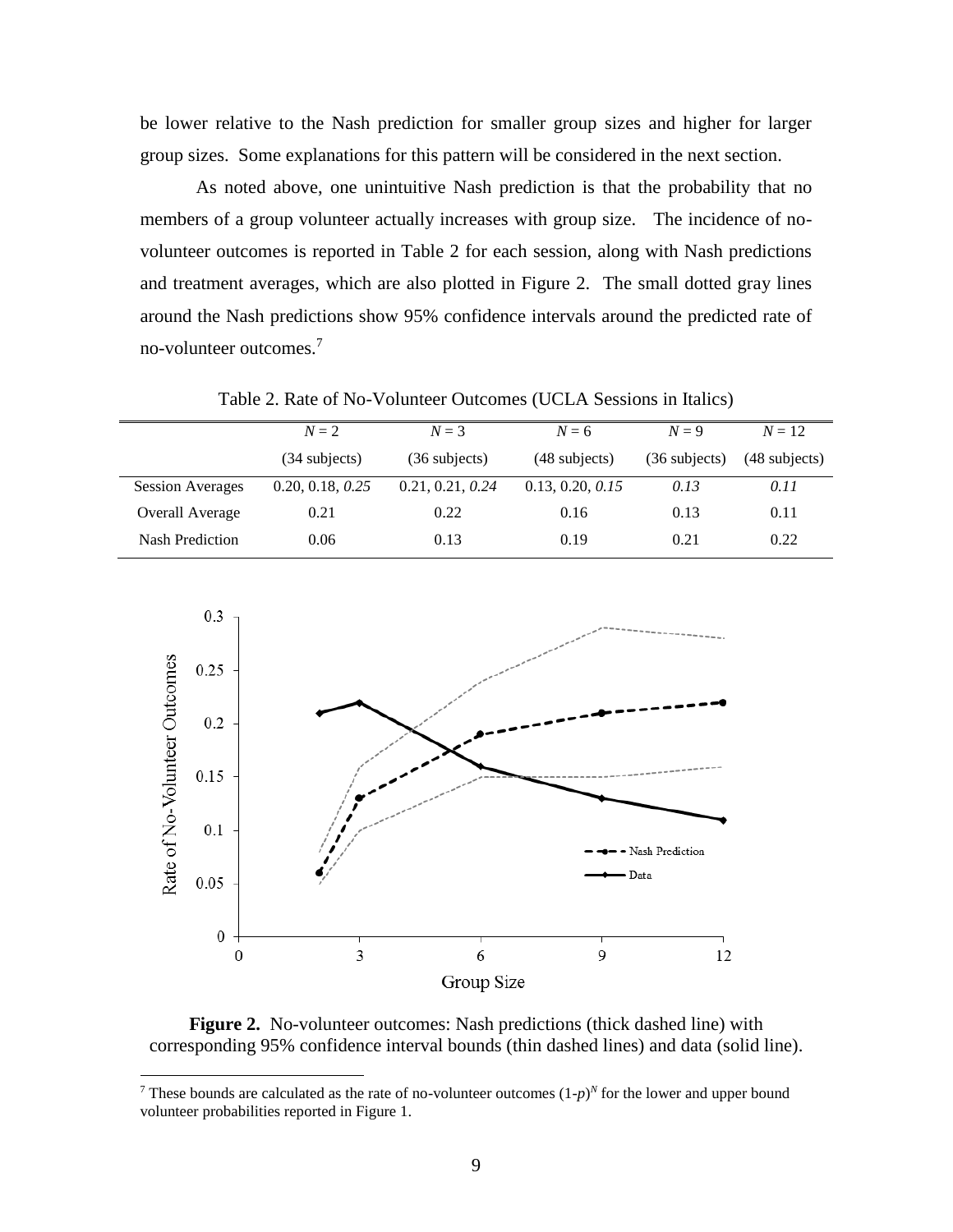be lower relative to the Nash prediction for smaller group sizes and higher for larger group sizes. Some explanations for this pattern will be considered in the next section.

As noted above, one unintuitive Nash prediction is that the probability that no members of a group volunteer actually increases with group size. The incidence of no-volunteer outcomes is reported in Table 2 for each session, along with Nash predictions and treatment averages, which are also plotted in Figure 2. The small dotted gray lines around the Nash predictions show 95% confidence intervals around the predicted rate of no-volunteer outcomes.[7]

Table 2. Rate of No-Volunteer Outcomes (UCLA Sessions in Italics)

| | $N = 2$ | $N = 3$ | $N = 6$ | $N = 9$ | $N = 12$ |
|---|---|---|---|---|---|
| | (34 subjects) | (36 subjects) | (48 subjects) | (36 subjects) | (48 subjects) |
| Session Averages | 0.20, 0.18, *0.25* | 0.21, 0.21, *0.24* | 0.13, 0.20, *0.15* | *0.13* | *0.11* |
| Overall Average | 0.21 | 0.22 | 0.16 | 0.13 | 0.11 |
| Nash Prediction | 0.06 | 0.13 | 0.19 | 0.21 | 0.22 |

**Figure 2.** No-volunteer outcomes: Nash predictions (thick dashed line) with corresponding 95% confidence interval bounds (thin dashed lines) and data (solid line).

[7] These bounds are calculated as the rate of no-volunteer outcomes $(1\text{-}p)^N$ for the lower and upper bound volunteer probabilities reported in Figure 1.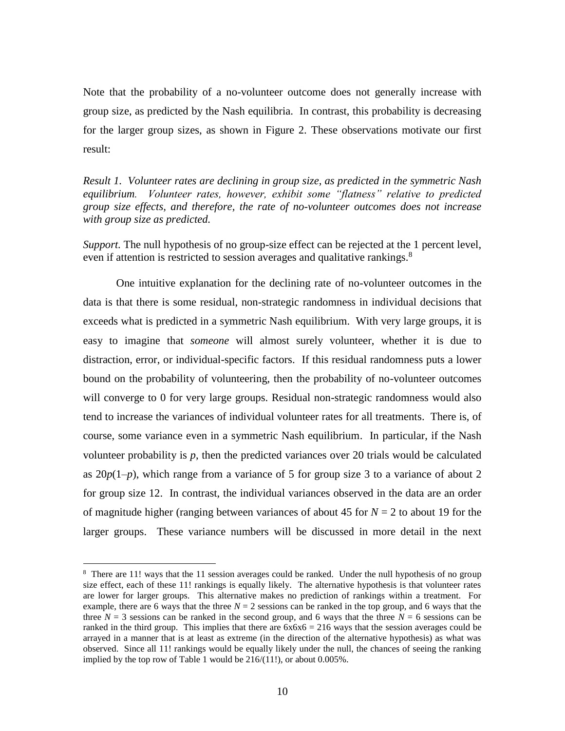Note that the probability of a no-volunteer outcome does not generally increase with group size, as predicted by the Nash equilibria. In contrast, this probability is decreasing for the larger group sizes, as shown in Figure 2. These observations motivate our first result:

*Result 1. Volunteer rates are declining in group size, as predicted in the symmetric Nash equilibrium. Volunteer rates, however, exhibit some "flatness" relative to predicted group size effects, and therefore, the rate of no-volunteer outcomes does not increase with group size as predicted.*

*Support.* The null hypothesis of no group-size effect can be rejected at the 1 percent level, even if attention is restricted to session averages and qualitative rankings.[8]

One intuitive explanation for the declining rate of no-volunteer outcomes in the data is that there is some residual, non-strategic randomness in individual decisions that exceeds what is predicted in a symmetric Nash equilibrium. With very large groups, it is easy to imagine that *someone* will almost surely volunteer, whether it is due to distraction, error, or individual-specific factors. If this residual randomness puts a lower bound on the probability of volunteering, then the probability of no-volunteer outcomes will converge to 0 for very large groups. Residual non-strategic randomness would also tend to increase the variances of individual volunteer rates for all treatments. There is, of course, some variance even in a symmetric Nash equilibrium. In particular, if the Nash volunteer probability is $p$, then the predicted variances over 20 trials would be calculated as $20p(1–p)$, which range from a variance of 5 for group size 3 to a variance of about 2 for group size 12. In contrast, the individual variances observed in the data are an order of magnitude higher (ranging between variances of about 45 for $N = 2$ to about 19 for the larger groups. These variance numbers will be discussed in more detail in the next

---

[8] There are 11! ways that the 11 session averages could be ranked. Under the null hypothesis of no group size effect, each of these 11! rankings is equally likely. The alternative hypothesis is that volunteer rates are lower for larger groups. This alternative makes no prediction of rankings within a treatment. For example, there are 6 ways that the three $N = 2$ sessions can be ranked in the top group, and 6 ways that the three $N = 3$ sessions can be ranked in the second group, and 6 ways that the three $N = 6$ sessions can be ranked in the third group. This implies that there are 6x6x6 = 216 ways that the session averages could be arrayed in a manner that is at least as extreme (in the direction of the alternative hypothesis) as what was observed. Since all 11! rankings would be equally likely under the null, the chances of seeing the ranking implied by the top row of Table 1 would be 216/(11!), or about 0.005%.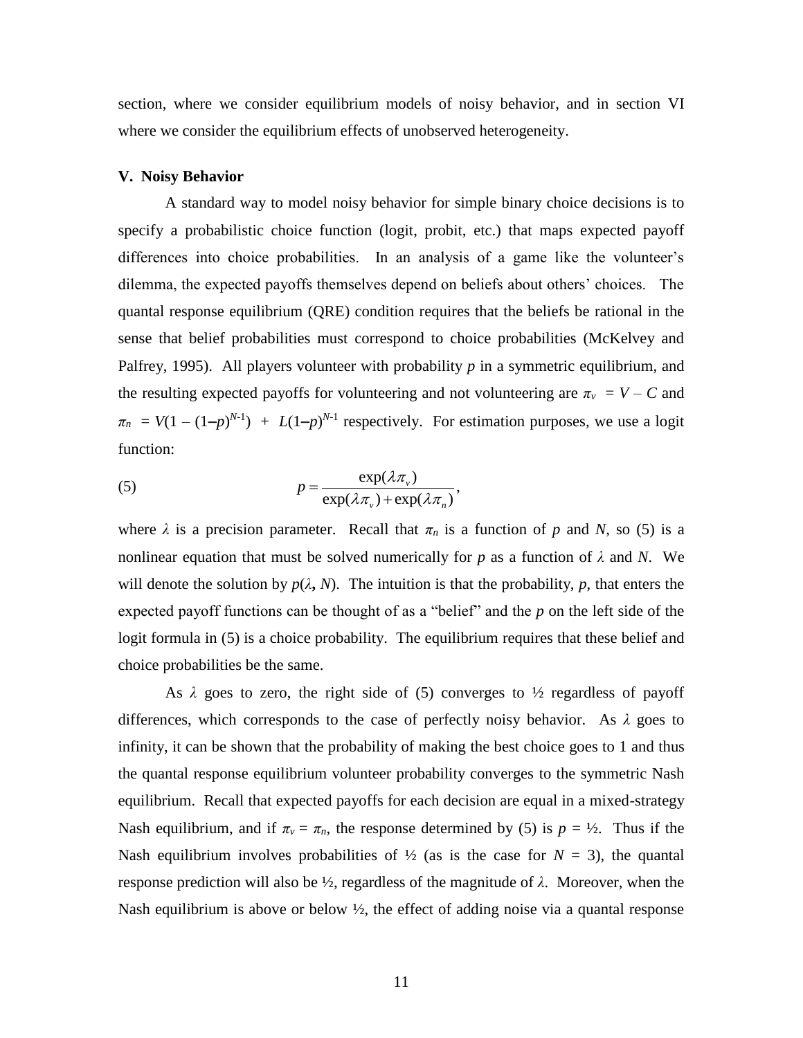section, where we consider equilibrium models of noisy behavior, and in section VI where we consider the equilibrium effects of unobserved heterogeneity.

## V. Noisy Behavior

A standard way to model noisy behavior for simple binary choice decisions is to specify a probabilistic choice function (logit, probit, etc.) that maps expected payoff differences into choice probabilities. In an analysis of a game like the volunteer's dilemma, the expected payoffs themselves depend on beliefs about others' choices. The quantal response equilibrium (QRE) condition requires that the beliefs be rational in the sense that belief probabilities must correspond to choice probabilities (McKelvey and Palfrey, 1995). All players volunteer with probability $p$ in a symmetric equilibrium, and the resulting expected payoffs for volunteering and not volunteering are $\pi_v = V - C$ and $\pi_n = V(1 - (1-p)^{N-1}) + L(1-p)^{N-1}$ respectively. For estimation purposes, we use a logit function:

$$p = \frac{\exp(\lambda \pi_v)}{\exp(\lambda \pi_v) + \exp(\lambda \pi_n)}, \tag{5}$$

where $\lambda$ is a precision parameter. Recall that $\pi_n$ is a function of $p$ and $N$, so (5) is a nonlinear equation that must be solved numerically for $p$ as a function of $\lambda$ and $N$. We will denote the solution by $p(\lambda, N)$. The intuition is that the probability, $p$, that enters the expected payoff functions can be thought of as a "belief" and the $p$ on the left side of the logit formula in (5) is a choice probability. The equilibrium requires that these belief and choice probabilities be the same.

As $\lambda$ goes to zero, the right side of (5) converges to ½ regardless of payoff differences, which corresponds to the case of perfectly noisy behavior. As $\lambda$ goes to infinity, it can be shown that the probability of making the best choice goes to 1 and thus the quantal response equilibrium volunteer probability converges to the symmetric Nash equilibrium. Recall that expected payoffs for each decision are equal in a mixed-strategy Nash equilibrium, and if $\pi_v = \pi_n$, the response determined by (5) is $p = ½$. Thus if the Nash equilibrium involves probabilities of ½ (as is the case for $N = 3$), the quantal response prediction will also be ½, regardless of the magnitude of $\lambda$. Moreover, when the Nash equilibrium is above or below ½, the effect of adding noise via a quantal response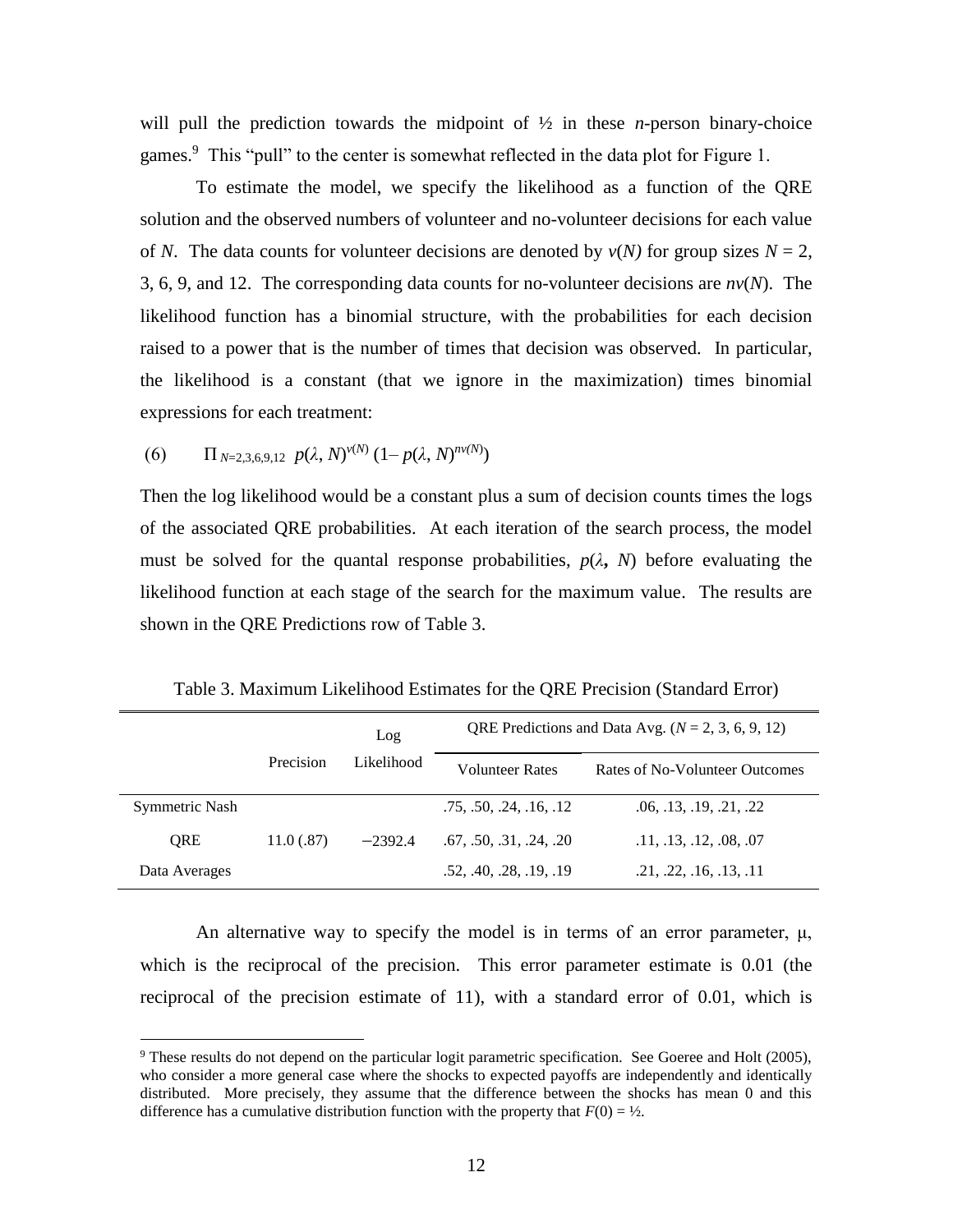will pull the prediction towards the midpoint of ½ in these *n*-person binary-choice games.[9] This "pull" to the center is somewhat reflected in the data plot for Figure 1.

To estimate the model, we specify the likelihood as a function of the QRE solution and the observed numbers of volunteer and no-volunteer decisions for each value of $N$. The data counts for volunteer decisions are denoted by $v(N)$ for group sizes $N = 2$, 3, 6, 9, and 12. The corresponding data counts for no-volunteer decisions are $nv(N)$. The likelihood function has a binomial structure, with the probabilities for each decision raised to a power that is the number of times that decision was observed. In particular, the likelihood is a constant (that we ignore in the maximization) times binomial expressions for each treatment:

$$(6) \qquad \Pi_{N=2,3,6,9,12}\ p(\lambda, N)^{v(N)}\ (1- p(\lambda, N)^{nv(N)})$$

Then the log likelihood would be a constant plus a sum of decision counts times the logs of the associated QRE probabilities. At each iteration of the search process, the model must be solved for the quantal response probabilities, $p(\lambda, N)$ before evaluating the likelihood function at each stage of the search for the maximum value. The results are shown in the QRE Predictions row of Table 3.

Table 3. Maximum Likelihood Estimates for the QRE Precision (Standard Error)

| | Precision | Log Likelihood | QRE Predictions and Data Avg. ($N$ = 2, 3, 6, 9, 12) | |
|---|---|---|---|---|
| | | | Volunteer Rates | Rates of No-Volunteer Outcomes |
| Symmetric Nash | | | .75, .50, .24, .16, .12 | .06, .13, .19, .21, .22 |
| QRE | 11.0 (.87) | −2392.4 | .67, .50, .31, .24, .20 | .11, .13, .12, .08, .07 |
| Data Averages | | | .52, .40, .28, .19, .19 | .21, .22, .16, .13, .11 |

An alternative way to specify the model is in terms of an error parameter, μ, which is the reciprocal of the precision. This error parameter estimate is 0.01 (the reciprocal of the precision estimate of 11), with a standard error of 0.01, which is

[9] These results do not depend on the particular logit parametric specification. See Goeree and Holt (2005), who consider a more general case where the shocks to expected payoffs are independently and identically distributed. More precisely, they assume that the difference between the shocks has mean 0 and this difference has a cumulative distribution function with the property that $F(0) = ½$.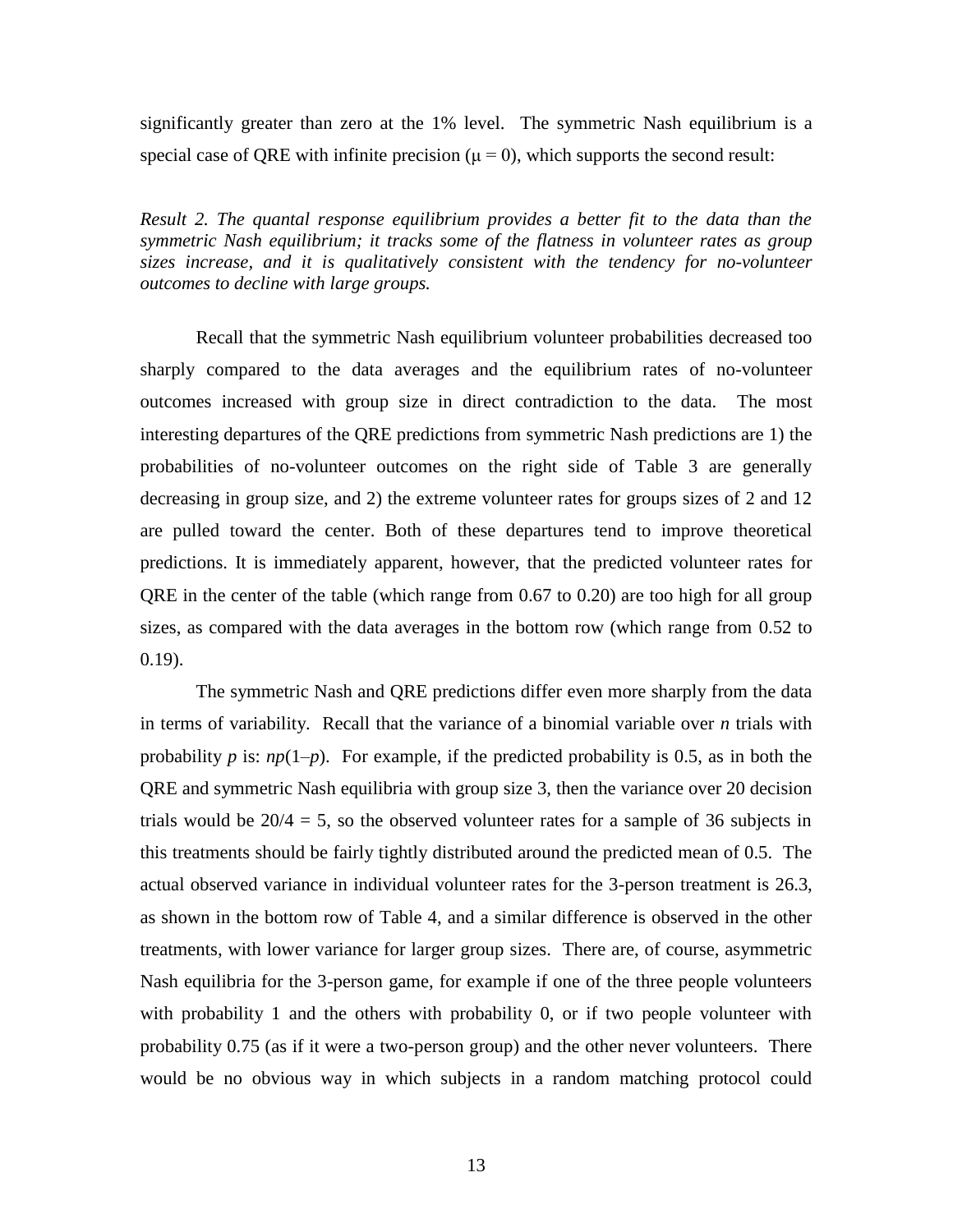significantly greater than zero at the 1% level. The symmetric Nash equilibrium is a special case of QRE with infinite precision ($\mu = 0$), which supports the second result:

*Result 2. The quantal response equilibrium provides a better fit to the data than the symmetric Nash equilibrium; it tracks some of the flatness in volunteer rates as group sizes increase, and it is qualitatively consistent with the tendency for no-volunteer outcomes to decline with large groups.*

Recall that the symmetric Nash equilibrium volunteer probabilities decreased too sharply compared to the data averages and the equilibrium rates of no-volunteer outcomes increased with group size in direct contradiction to the data. The most interesting departures of the QRE predictions from symmetric Nash predictions are 1) the probabilities of no-volunteer outcomes on the right side of Table 3 are generally decreasing in group size, and 2) the extreme volunteer rates for groups sizes of 2 and 12 are pulled toward the center. Both of these departures tend to improve theoretical predictions. It is immediately apparent, however, that the predicted volunteer rates for QRE in the center of the table (which range from 0.67 to 0.20) are too high for all group sizes, as compared with the data averages in the bottom row (which range from 0.52 to 0.19).

The symmetric Nash and QRE predictions differ even more sharply from the data in terms of variability. Recall that the variance of a binomial variable over $n$ trials with probability $p$ is: $np(1–p)$. For example, if the predicted probability is 0.5, as in both the QRE and symmetric Nash equilibria with group size 3, then the variance over 20 decision trials would be $20/4 = 5$, so the observed volunteer rates for a sample of 36 subjects in this treatments should be fairly tightly distributed around the predicted mean of 0.5. The actual observed variance in individual volunteer rates for the 3-person treatment is 26.3, as shown in the bottom row of Table 4, and a similar difference is observed in the other treatments, with lower variance for larger group sizes. There are, of course, asymmetric Nash equilibria for the 3-person game, for example if one of the three people volunteers with probability 1 and the others with probability 0, or if two people volunteer with probability 0.75 (as if it were a two-person group) and the other never volunteers. There would be no obvious way in which subjects in a random matching protocol could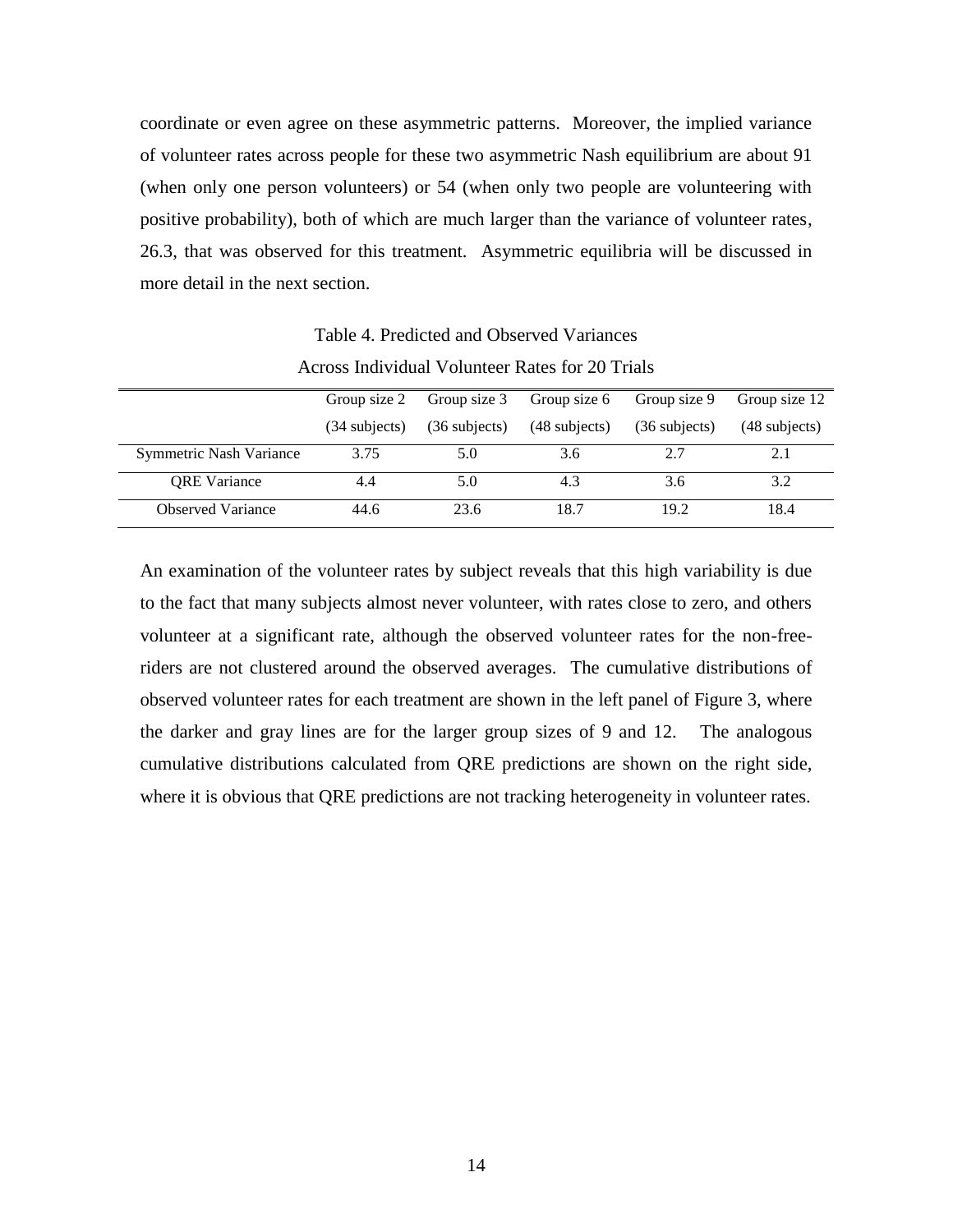coordinate or even agree on these asymmetric patterns. Moreover, the implied variance of volunteer rates across people for these two asymmetric Nash equilibrium are about 91 (when only one person volunteers) or 54 (when only two people are volunteering with positive probability), both of which are much larger than the variance of volunteer rates, 26.3, that was observed for this treatment. Asymmetric equilibria will be discussed in more detail in the next section.

Table 4. Predicted and Observed Variances
Across Individual Volunteer Rates for 20 Trials

| | Group size 2 (34 subjects) | Group size 3 (36 subjects) | Group size 6 (48 subjects) | Group size 9 (36 subjects) | Group size 12 (48 subjects) |
|---|---|---|---|---|---|
| Symmetric Nash Variance | 3.75 | 5.0 | 3.6 | 2.7 | 2.1 |
| QRE Variance | 4.4 | 5.0 | 4.3 | 3.6 | 3.2 |
| Observed Variance | 44.6 | 23.6 | 18.7 | 19.2 | 18.4 |

An examination of the volunteer rates by subject reveals that this high variability is due to the fact that many subjects almost never volunteer, with rates close to zero, and others volunteer at a significant rate, although the observed volunteer rates for the non-free-riders are not clustered around the observed averages. The cumulative distributions of observed volunteer rates for each treatment are shown in the left panel of Figure 3, where the darker and gray lines are for the larger group sizes of 9 and 12. The analogous cumulative distributions calculated from QRE predictions are shown on the right side, where it is obvious that QRE predictions are not tracking heterogeneity in volunteer rates.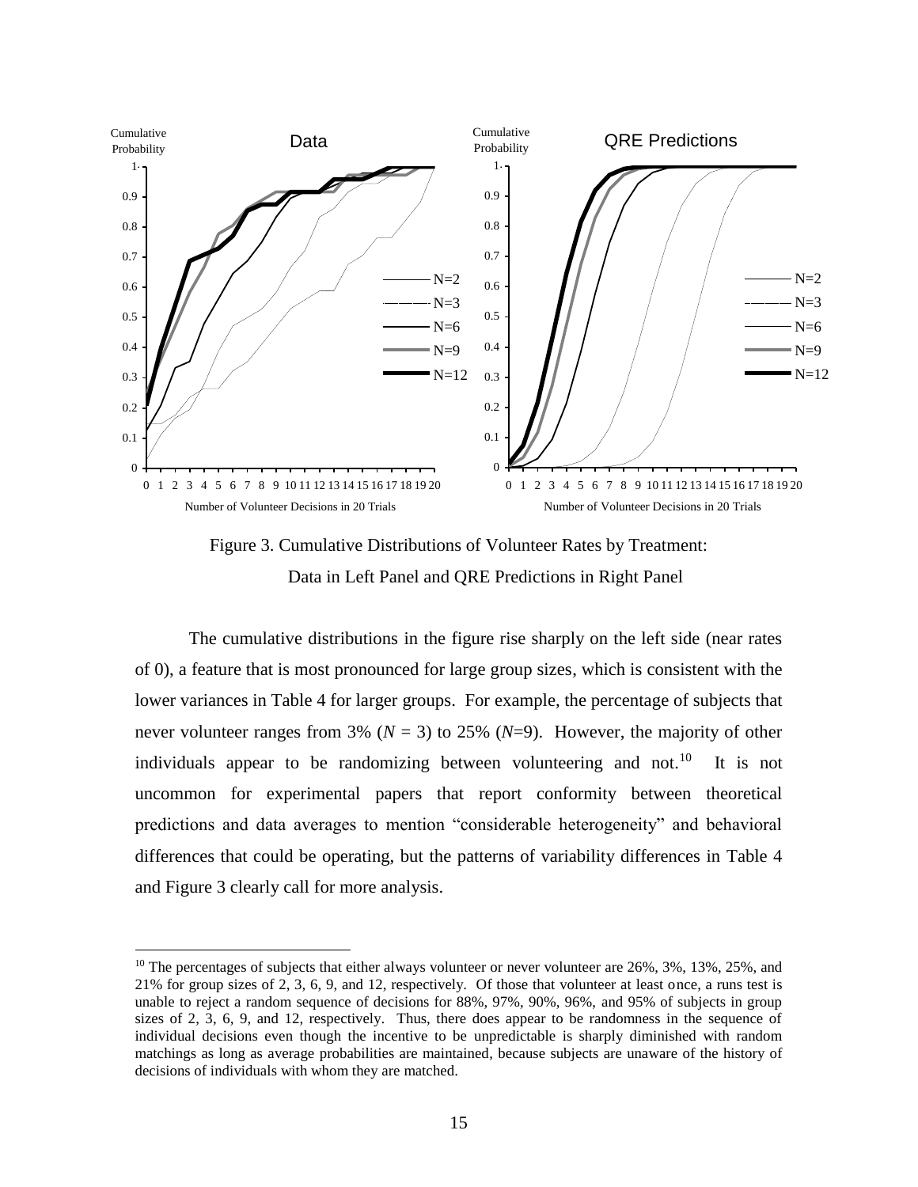Figure 3. Cumulative Distributions of Volunteer Rates by Treatment: Data in Left Panel and QRE Predictions in Right Panel

The cumulative distributions in the figure rise sharply on the left side (near rates of 0), a feature that is most pronounced for large group sizes, which is consistent with the lower variances in Table 4 for larger groups. For example, the percentage of subjects that never volunteer ranges from 3% ($N$ = 3) to 25% ($N$=9). However, the majority of other individuals appear to be randomizing between volunteering and not.[10] It is not uncommon for experimental papers that report conformity between theoretical predictions and data averages to mention "considerable heterogeneity" and behavioral differences that could be operating, but the patterns of variability differences in Table 4 and Figure 3 clearly call for more analysis.

[10] The percentages of subjects that either always volunteer or never volunteer are 26%, 3%, 13%, 25%, and 21% for group sizes of 2, 3, 6, 9, and 12, respectively. Of those that volunteer at least once, a runs test is unable to reject a random sequence of decisions for 88%, 97%, 90%, 96%, and 95% of subjects in group sizes of 2, 3, 6, 9, and 12, respectively. Thus, there does appear to be randomness in the sequence of individual decisions even though the incentive to be unpredictable is sharply diminished with random matchings as long as average probabilities are maintained, because subjects are unaware of the history of decisions of individuals with whom they are matched.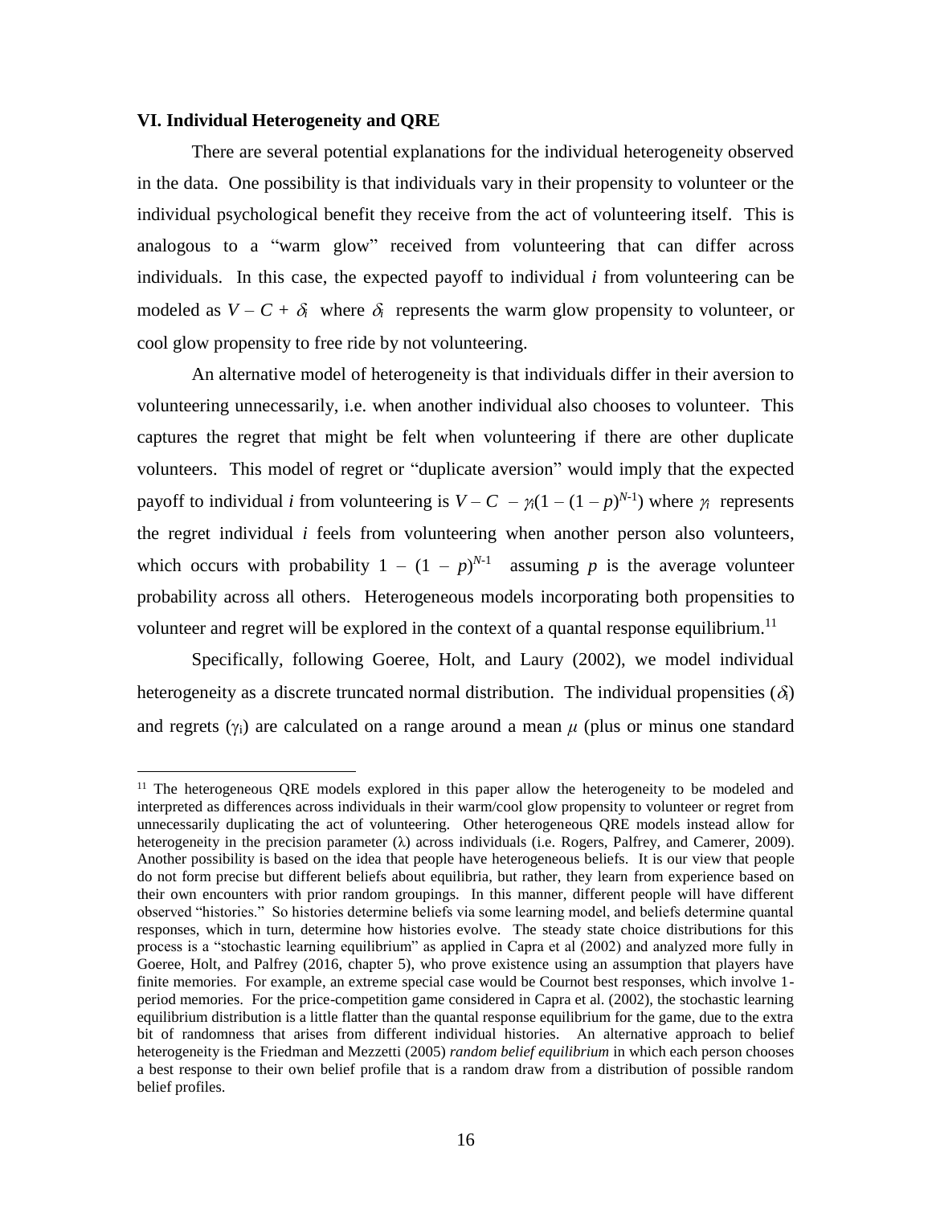### VI. Individual Heterogeneity and QRE

There are several potential explanations for the individual heterogeneity observed in the data. One possibility is that individuals vary in their propensity to volunteer or the individual psychological benefit they receive from the act of volunteering itself. This is analogous to a "warm glow" received from volunteering that can differ across individuals. In this case, the expected payoff to individual *i* from volunteering can be modeled as $V - C + \delta_i$ where $\delta_i$ represents the warm glow propensity to volunteer, or cool glow propensity to free ride by not volunteering.

An alternative model of heterogeneity is that individuals differ in their aversion to volunteering unnecessarily, i.e. when another individual also chooses to volunteer. This captures the regret that might be felt when volunteering if there are other duplicate volunteers. This model of regret or "duplicate aversion" would imply that the expected payoff to individual *i* from volunteering is $V - C - \gamma_i(1 - (1 - p)^{N-1})$ where $\gamma_i$ represents the regret individual *i* feels from volunteering when another person also volunteers, which occurs with probability $1 - (1 - p)^{N-1}$ assuming *p* is the average volunteer probability across all others. Heterogeneous models incorporating both propensities to volunteer and regret will be explored in the context of a quantal response equilibrium.[11]

Specifically, following Goeree, Holt, and Laury (2002), we model individual heterogeneity as a discrete truncated normal distribution. The individual propensities ($\delta_i$) and regrets ($\gamma_i$) are calculated on a range around a mean $\mu$ (plus or minus one standard

---

[11] The heterogeneous QRE models explored in this paper allow the heterogeneity to be modeled and interpreted as differences across individuals in their warm/cool glow propensity to volunteer or regret from unnecessarily duplicating the act of volunteering. Other heterogeneous QRE models instead allow for heterogeneity in the precision parameter ($\lambda$) across individuals (i.e. Rogers, Palfrey, and Camerer, 2009). Another possibility is based on the idea that people have heterogeneous beliefs. It is our view that people do not form precise but different beliefs about equilibria, but rather, they learn from experience based on their own encounters with prior random groupings. In this manner, different people will have different observed "histories." So histories determine beliefs via some learning model, and beliefs determine quantal responses, which in turn, determine how histories evolve. The steady state choice distributions for this process is a "stochastic learning equilibrium" as applied in Capra et al (2002) and analyzed more fully in Goeree, Holt, and Palfrey (2016, chapter 5), who prove existence using an assumption that players have finite memories. For example, an extreme special case would be Cournot best responses, which involve 1-period memories. For the price-competition game considered in Capra et al. (2002), the stochastic learning equilibrium distribution is a little flatter than the quantal response equilibrium for the game, due to the extra bit of randomness that arises from different individual histories. An alternative approach to belief heterogeneity is the Friedman and Mezzetti (2005) *random belief equilibrium* in which each person chooses a best response to their own belief profile that is a random draw from a distribution of possible random belief profiles.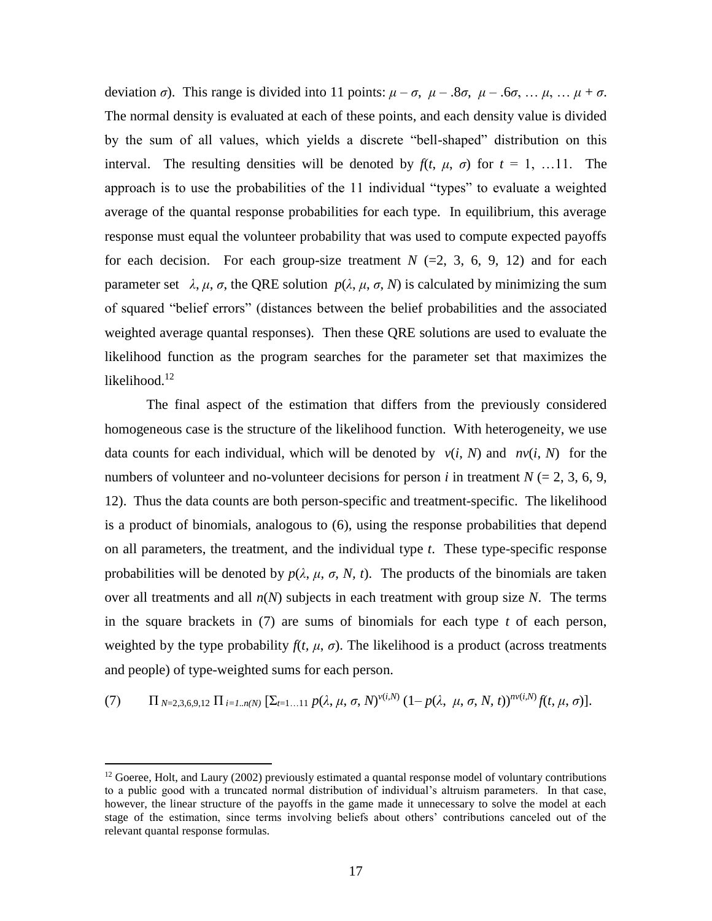deviation $\sigma$). This range is divided into 11 points: $\mu - \sigma$, $\mu - .8\sigma$, $\mu - .6\sigma$, … $\mu$, … $\mu + \sigma$. The normal density is evaluated at each of these points, and each density value is divided by the sum of all values, which yields a discrete "bell-shaped" distribution on this interval. The resulting densities will be denoted by $f(t, \mu, \sigma)$ for $t = 1, \ldots 11$. The approach is to use the probabilities of the 11 individual "types" to evaluate a weighted average of the quantal response probabilities for each type. In equilibrium, this average response must equal the volunteer probability that was used to compute expected payoffs for each decision. For each group-size treatment $N$ (=2, 3, 6, 9, 12) and for each parameter set $\lambda, \mu, \sigma$, the QRE solution $p(\lambda, \mu, \sigma, N)$ is calculated by minimizing the sum of squared "belief errors" (distances between the belief probabilities and the associated weighted average quantal responses). Then these QRE solutions are used to evaluate the likelihood function as the program searches for the parameter set that maximizes the likelihood.[12]

The final aspect of the estimation that differs from the previously considered homogeneous case is the structure of the likelihood function. With heterogeneity, we use data counts for each individual, which will be denoted by $v(i, N)$ and $nv(i, N)$ for the numbers of volunteer and no-volunteer decisions for person $i$ in treatment $N$ (= 2, 3, 6, 9, 12). Thus the data counts are both person-specific and treatment-specific. The likelihood is a product of binomials, analogous to (6), using the response probabilities that depend on all parameters, the treatment, and the individual type $t$. These type-specific response probabilities will be denoted by $p(\lambda, \mu, \sigma, N, t)$. The products of the binomials are taken over all treatments and all $n(N)$ subjects in each treatment with group size $N$. The terms in the square brackets in (7) are sums of binomials for each type $t$ of each person, weighted by the type probability $f(t, \mu, \sigma)$. The likelihood is a product (across treatments and people) of type-weighted sums for each person.

$$(7) \qquad \Pi_{N=2,3,6,9,12} \, \Pi_{i=1..n(N)} \left[\Sigma_{t=1\ldots 11} \, p(\lambda, \mu, \sigma, N)^{v(i,N)} \, (1 - p(\lambda, \mu, \sigma, N, t))^{nv(i,N)} f(t, \mu, \sigma)\right].$$

[12] Goeree, Holt, and Laury (2002) previously estimated a quantal response model of voluntary contributions to a public good with a truncated normal distribution of individual's altruism parameters. In that case, however, the linear structure of the payoffs in the game made it unnecessary to solve the model at each stage of the estimation, since terms involving beliefs about others' contributions canceled out of the relevant quantal response formulas.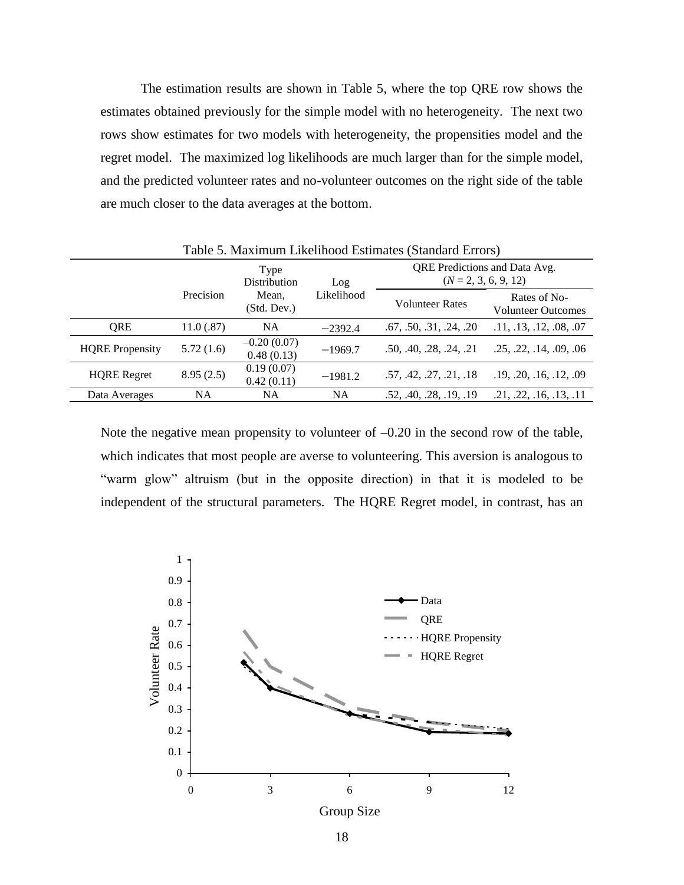The estimation results are shown in Table 5, where the top QRE row shows the estimates obtained previously for the simple model with no heterogeneity. The next two rows show estimates for two models with heterogeneity, the propensities model and the regret model. The maximized log likelihoods are much larger than for the simple model, and the predicted volunteer rates and no-volunteer outcomes on the right side of the table are much closer to the data averages at the bottom.

Table 5. Maximum Likelihood Estimates (Standard Errors)

| | Precision | Type Distribution Mean, (Std. Dev.) | Log Likelihood | QRE Predictions and Data Avg. ($N$ = 2, 3, 6, 9, 12) | |
|---|---|---|---|---|---|
| | | | | Volunteer Rates | Rates of No-Volunteer Outcomes |
| QRE | 11.0 (.87) | NA | −2392.4 | .67, .50, .31, .24, .20 | .11, .13, .12, .08, .07 |
| HQRE Propensity | 5.72 (1.6) | –0.20 (0.07) 0.48 (0.13) | −1969.7 | .50, .40, .28, .24, .21 | .25, .22, .14, .09, .06 |
| HQRE Regret | 8.95 (2.5) | 0.19 (0.07) 0.42 (0.11) | −1981.2 | .57, .42, .27, .21, .18 | .19, .20, .16, .12, .09 |
| Data Averages | NA | NA | NA | .52, .40, .28, .19, .19 | .21, .22, .16, .13, .11 |

Note the negative mean propensity to volunteer of –0.20 in the second row of the table, which indicates that most people are averse to volunteering. This aversion is analogous to "warm glow" altruism (but in the opposite direction) in that it is modeled to be independent of the structural parameters. The HQRE Regret model, in contrast, has an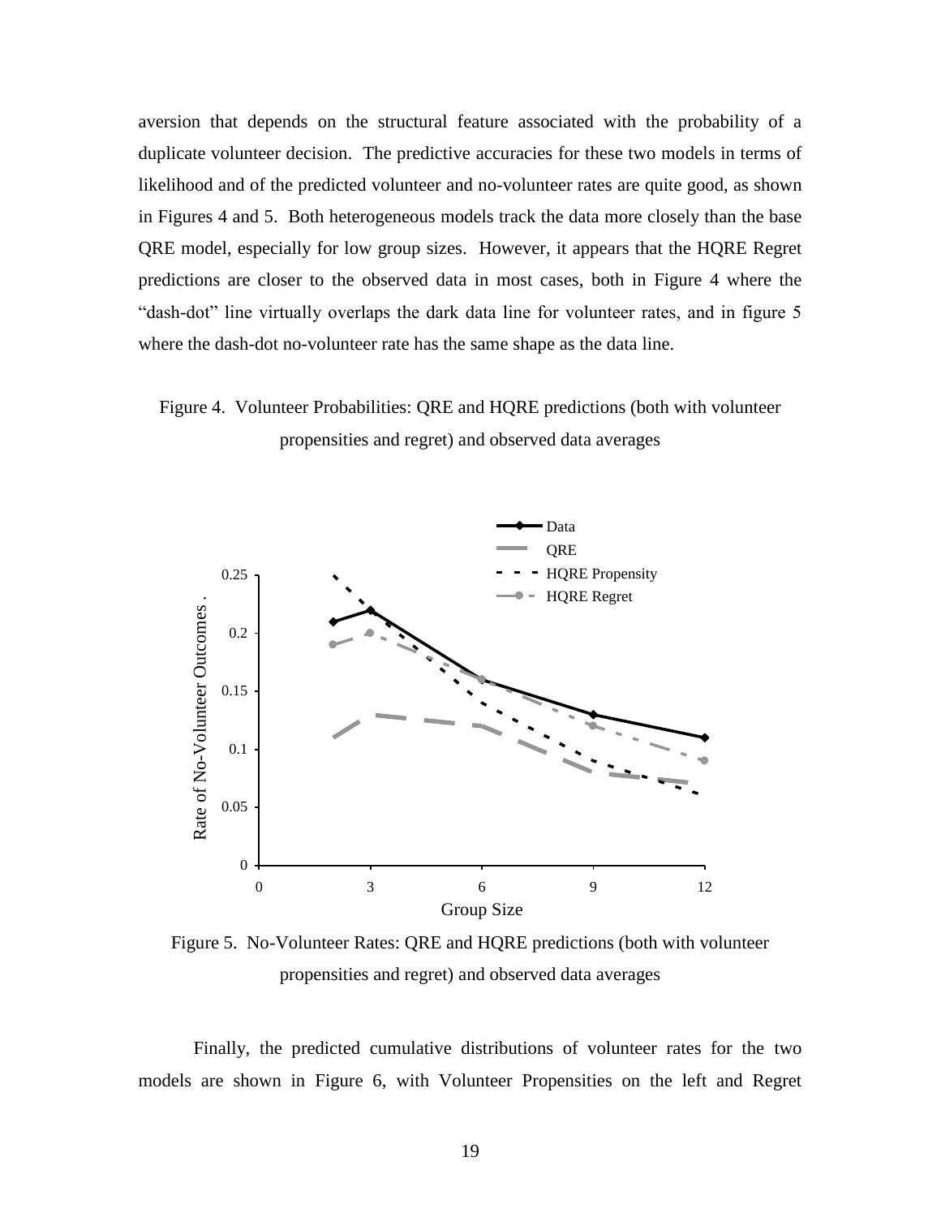aversion that depends on the structural feature associated with the probability of a duplicate volunteer decision. The predictive accuracies for these two models in terms of likelihood and of the predicted volunteer and no-volunteer rates are quite good, as shown in Figures 4 and 5. Both heterogeneous models track the data more closely than the base QRE model, especially for low group sizes. However, it appears that the HQRE Regret predictions are closer to the observed data in most cases, both in Figure 4 where the "dash-dot" line virtually overlaps the dark data line for volunteer rates, and in figure 5 where the dash-dot no-volunteer rate has the same shape as the data line.

Figure 4. Volunteer Probabilities: QRE and HQRE predictions (both with volunteer propensities and regret) and observed data averages

Figure 5. No-Volunteer Rates: QRE and HQRE predictions (both with volunteer propensities and regret) and observed data averages

Finally, the predicted cumulative distributions of volunteer rates for the two models are shown in Figure 6, with Volunteer Propensities on the left and Regret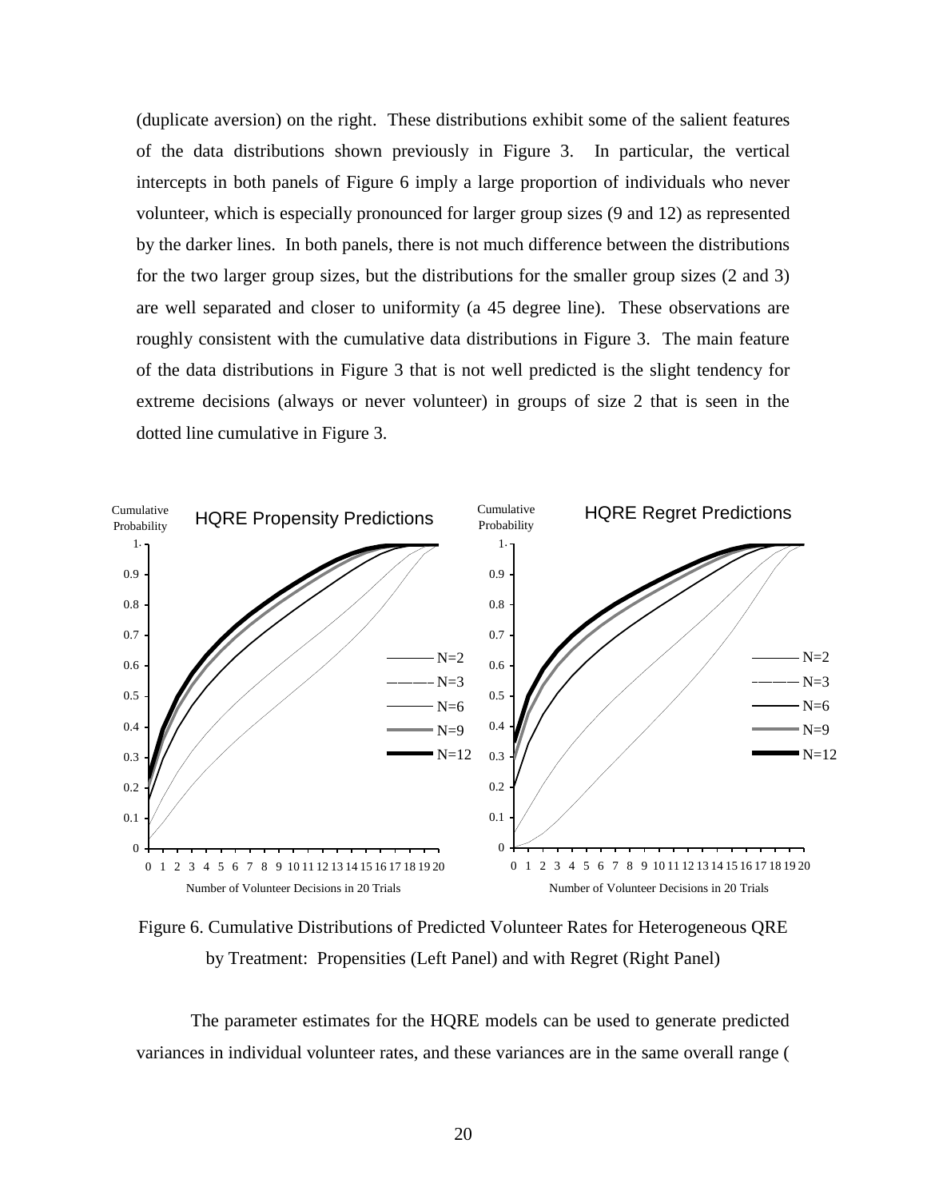(duplicate aversion) on the right. These distributions exhibit some of the salient features of the data distributions shown previously in Figure 3. In particular, the vertical intercepts in both panels of Figure 6 imply a large proportion of individuals who never volunteer, which is especially pronounced for larger group sizes (9 and 12) as represented by the darker lines. In both panels, there is not much difference between the distributions for the two larger group sizes, but the distributions for the smaller group sizes (2 and 3) are well separated and closer to uniformity (a 45 degree line). These observations are roughly consistent with the cumulative data distributions in Figure 3. The main feature of the data distributions in Figure 3 that is not well predicted is the slight tendency for extreme decisions (always or never volunteer) in groups of size 2 that is seen in the dotted line cumulative in Figure 3.

Figure 6. Cumulative Distributions of Predicted Volunteer Rates for Heterogeneous QRE by Treatment: Propensities (Left Panel) and with Regret (Right Panel)

The parameter estimates for the HQRE models can be used to generate predicted variances in individual volunteer rates, and these variances are in the same overall range (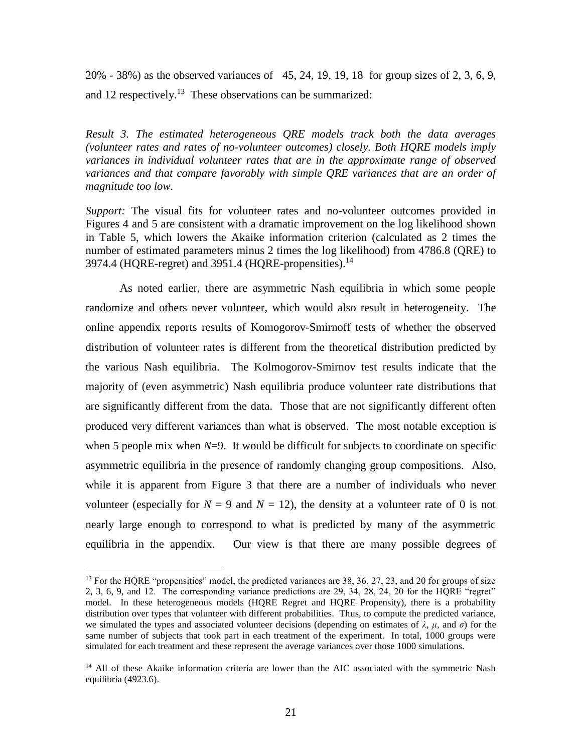20% - 38%) as the observed variances of 45, 24, 19, 19, 18 for group sizes of 2, 3, 6, 9, and 12 respectively.[13] These observations can be summarized:

*Result 3. The estimated heterogeneous QRE models track both the data averages (volunteer rates and rates of no-volunteer outcomes) closely. Both HQRE models imply variances in individual volunteer rates that are in the approximate range of observed variances and that compare favorably with simple QRE variances that are an order of magnitude too low.*

*Support:* The visual fits for volunteer rates and no-volunteer outcomes provided in Figures 4 and 5 are consistent with a dramatic improvement on the log likelihood shown in Table 5, which lowers the Akaike information criterion (calculated as 2 times the number of estimated parameters minus 2 times the log likelihood) from 4786.8 (QRE) to 3974.4 (HQRE-regret) and 3951.4 (HQRE-propensities).[14]

As noted earlier, there are asymmetric Nash equilibria in which some people randomize and others never volunteer, which would also result in heterogeneity. The online appendix reports results of Komogorov-Smirnoff tests of whether the observed distribution of volunteer rates is different from the theoretical distribution predicted by the various Nash equilibria. The Kolmogorov-Smirnov test results indicate that the majority of (even asymmetric) Nash equilibria produce volunteer rate distributions that are significantly different from the data. Those that are not significantly different often produced very different variances than what is observed. The most notable exception is when 5 people mix when $N$=9. It would be difficult for subjects to coordinate on specific asymmetric equilibria in the presence of randomly changing group compositions. Also, while it is apparent from Figure 3 that there are a number of individuals who never volunteer (especially for $N$ = 9 and $N$ = 12), the density at a volunteer rate of 0 is not nearly large enough to correspond to what is predicted by many of the asymmetric equilibria in the appendix. Our view is that there are many possible degrees of

---

[13] For the HQRE "propensities" model, the predicted variances are 38, 36, 27, 23, and 20 for groups of size 2, 3, 6, 9, and 12. The corresponding variance predictions are 29, 34, 28, 24, 20 for the HQRE "regret" model. In these heterogeneous models (HQRE Regret and HQRE Propensity), there is a probability distribution over types that volunteer with different probabilities. Thus, to compute the predicted variance, we simulated the types and associated volunteer decisions (depending on estimates of $\lambda$, $\mu$, and $\sigma$) for the same number of subjects that took part in each treatment of the experiment. In total, 1000 groups were simulated for each treatment and these represent the average variances over those 1000 simulations.

[14] All of these Akaike information criteria are lower than the AIC associated with the symmetric Nash equilibria (4923.6).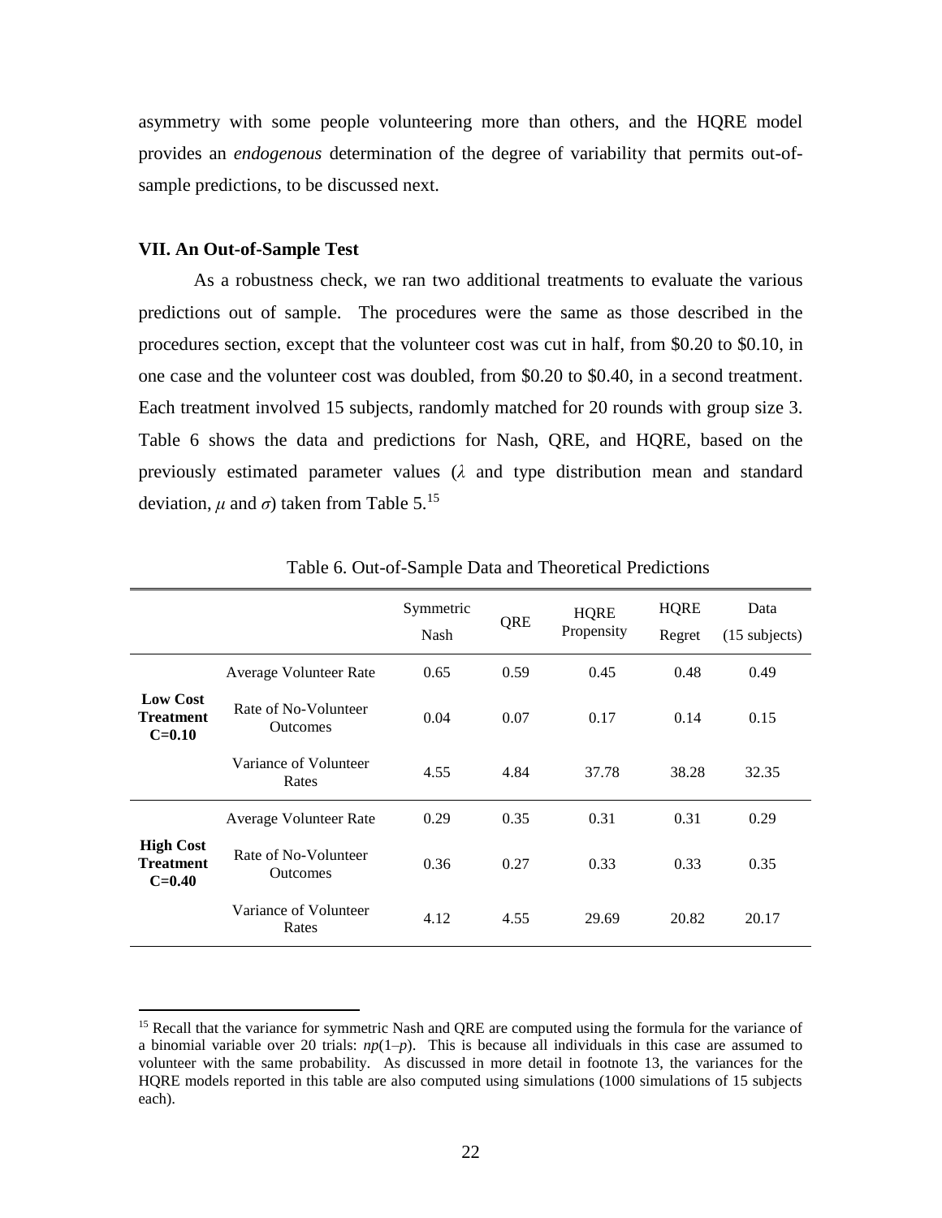asymmetry with some people volunteering more than others, and the HQRE model provides an *endogenous* determination of the degree of variability that permits out-of-sample predictions, to be discussed next.

### VII. An Out-of-Sample Test

As a robustness check, we ran two additional treatments to evaluate the various predictions out of sample. The procedures were the same as those described in the procedures section, except that the volunteer cost was cut in half, from \$0.20 to \$0.10, in one case and the volunteer cost was doubled, from \$0.20 to \$0.40, in a second treatment. Each treatment involved 15 subjects, randomly matched for 20 rounds with group size 3. Table 6 shows the data and predictions for Nash, QRE, and HQRE, based on the previously estimated parameter values ($\lambda$ and type distribution mean and standard deviation, $\mu$ and $\sigma$) taken from Table 5.[15]

Table 6. Out-of-Sample Data and Theoretical Predictions

| | | Symmetric Nash | QRE | HQRE Propensity | HQRE Regret | Data (15 subjects) |
|---|---|---|---|---|---|---|
| **Low Cost Treatment C=0.10** | Average Volunteer Rate | 0.65 | 0.59 | 0.45 | 0.48 | 0.49 |
| | Rate of No-Volunteer Outcomes | 0.04 | 0.07 | 0.17 | 0.14 | 0.15 |
| | Variance of Volunteer Rates | 4.55 | 4.84 | 37.78 | 38.28 | 32.35 |
| **High Cost Treatment C=0.40** | Average Volunteer Rate | 0.29 | 0.35 | 0.31 | 0.31 | 0.29 |
| | Rate of No-Volunteer Outcomes | 0.36 | 0.27 | 0.33 | 0.33 | 0.35 |
| | Variance of Volunteer Rates | 4.12 | 4.55 | 29.69 | 20.82 | 20.17 |

[15] Recall that the variance for symmetric Nash and QRE are computed using the formula for the variance of a binomial variable over 20 trials: $np(1–p)$. This is because all individuals in this case are assumed to volunteer with the same probability. As discussed in more detail in footnote 13, the variances for the HQRE models reported in this table are also computed using simulations (1000 simulations of 15 subjects each).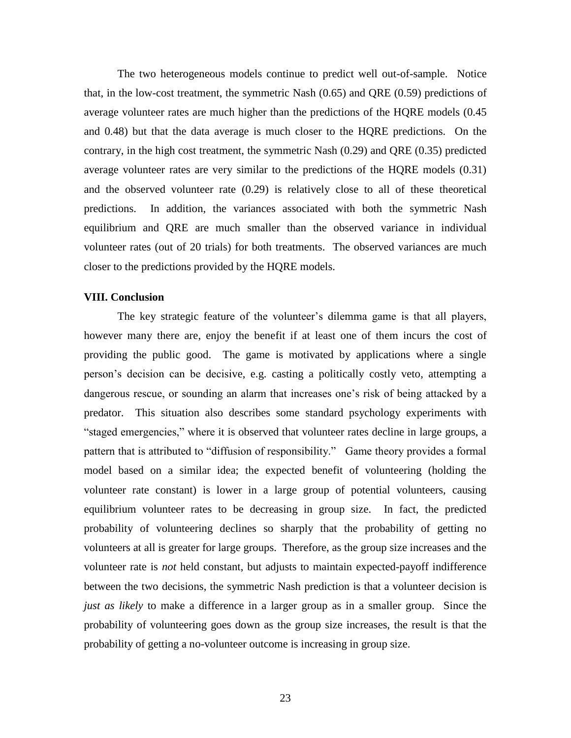The two heterogeneous models continue to predict well out-of-sample. Notice that, in the low-cost treatment, the symmetric Nash (0.65) and QRE (0.59) predictions of average volunteer rates are much higher than the predictions of the HQRE models (0.45 and 0.48) but that the data average is much closer to the HQRE predictions. On the contrary, in the high cost treatment, the symmetric Nash (0.29) and QRE (0.35) predicted average volunteer rates are very similar to the predictions of the HQRE models (0.31) and the observed volunteer rate (0.29) is relatively close to all of these theoretical predictions. In addition, the variances associated with both the symmetric Nash equilibrium and QRE are much smaller than the observed variance in individual volunteer rates (out of 20 trials) for both treatments. The observed variances are much closer to the predictions provided by the HQRE models.

## VIII. Conclusion

The key strategic feature of the volunteer's dilemma game is that all players, however many there are, enjoy the benefit if at least one of them incurs the cost of providing the public good. The game is motivated by applications where a single person's decision can be decisive, e.g. casting a politically costly veto, attempting a dangerous rescue, or sounding an alarm that increases one's risk of being attacked by a predator. This situation also describes some standard psychology experiments with "staged emergencies," where it is observed that volunteer rates decline in large groups, a pattern that is attributed to "diffusion of responsibility." Game theory provides a formal model based on a similar idea; the expected benefit of volunteering (holding the volunteer rate constant) is lower in a large group of potential volunteers, causing equilibrium volunteer rates to be decreasing in group size. In fact, the predicted probability of volunteering declines so sharply that the probability of getting no volunteers at all is greater for large groups. Therefore, as the group size increases and the volunteer rate is *not* held constant, but adjusts to maintain expected-payoff indifference between the two decisions, the symmetric Nash prediction is that a volunteer decision is *just as likely* to make a difference in a larger group as in a smaller group. Since the probability of volunteering goes down as the group size increases, the result is that the probability of getting a no-volunteer outcome is increasing in group size.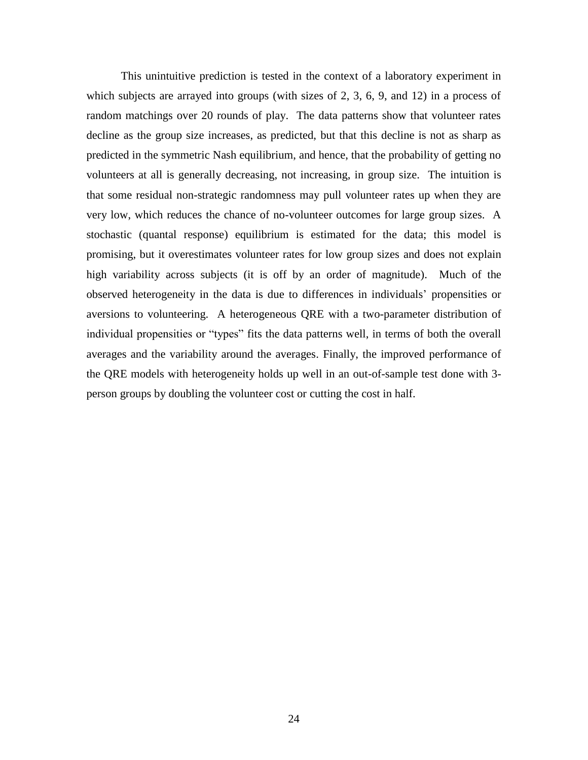This unintuitive prediction is tested in the context of a laboratory experiment in which subjects are arrayed into groups (with sizes of 2, 3, 6, 9, and 12) in a process of random matchings over 20 rounds of play. The data patterns show that volunteer rates decline as the group size increases, as predicted, but that this decline is not as sharp as predicted in the symmetric Nash equilibrium, and hence, that the probability of getting no volunteers at all is generally decreasing, not increasing, in group size. The intuition is that some residual non-strategic randomness may pull volunteer rates up when they are very low, which reduces the chance of no-volunteer outcomes for large group sizes. A stochastic (quantal response) equilibrium is estimated for the data; this model is promising, but it overestimates volunteer rates for low group sizes and does not explain high variability across subjects (it is off by an order of magnitude). Much of the observed heterogeneity in the data is due to differences in individuals' propensities or aversions to volunteering. A heterogeneous QRE with a two-parameter distribution of individual propensities or "types" fits the data patterns well, in terms of both the overall averages and the variability around the averages. Finally, the improved performance of the QRE models with heterogeneity holds up well in an out-of-sample test done with 3-person groups by doubling the volunteer cost or cutting the cost in half.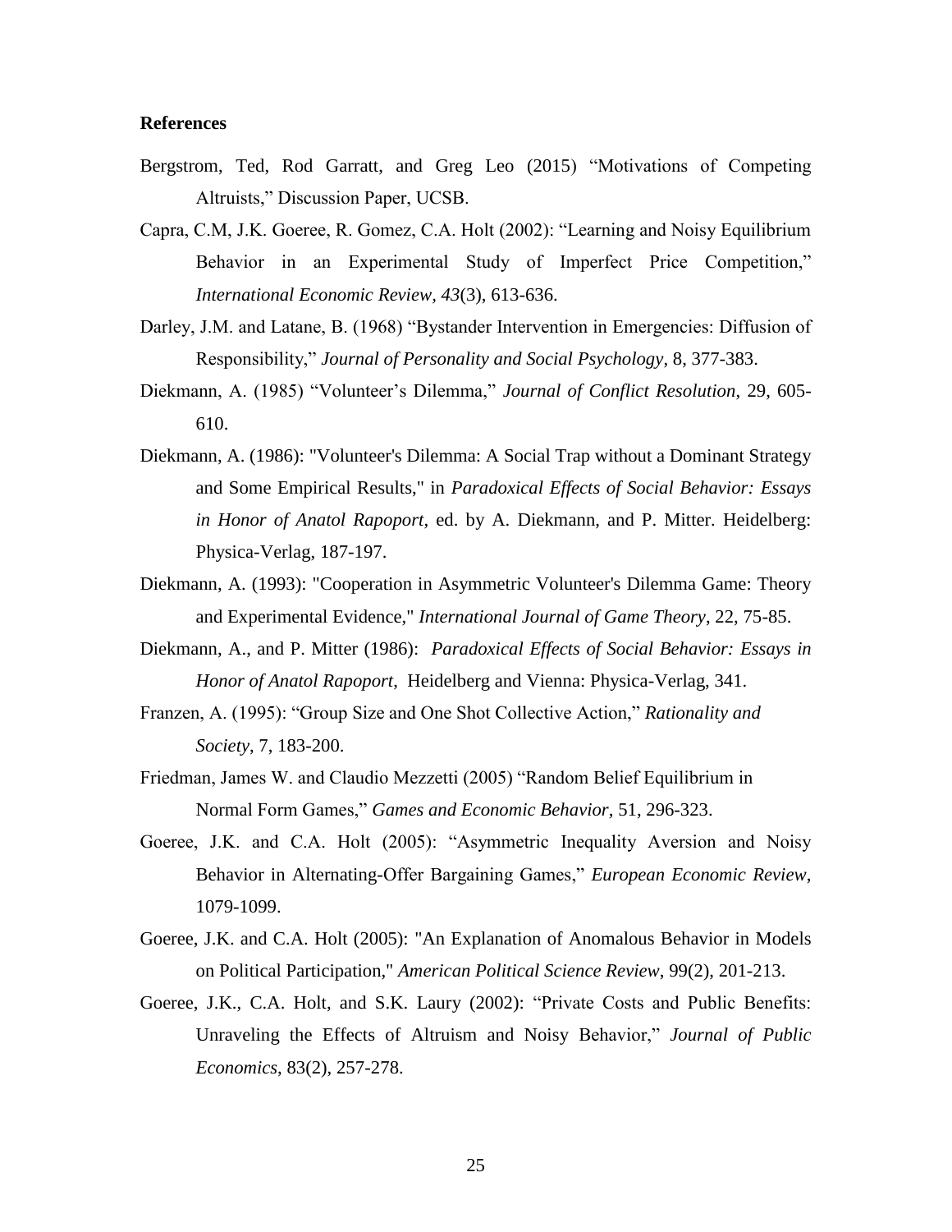**References**

Bergstrom, Ted, Rod Garratt, and Greg Leo (2015) "Motivations of Competing Altruists," Discussion Paper, UCSB.

Capra, C.M, J.K. Goeree, R. Gomez, C.A. Holt (2002): "Learning and Noisy Equilibrium Behavior in an Experimental Study of Imperfect Price Competition," *International Economic Review*, *43*(3), 613-636.

Darley, J.M. and Latane, B. (1968) "Bystander Intervention in Emergencies: Diffusion of Responsibility," *Journal of Personality and Social Psychology*, 8, 377-383.

Diekmann, A. (1985) "Volunteer's Dilemma," *Journal of Conflict Resolution*, 29, 605-610.

Diekmann, A. (1986): "Volunteer's Dilemma: A Social Trap without a Dominant Strategy and Some Empirical Results," in *Paradoxical Effects of Social Behavior: Essays in Honor of Anatol Rapoport*, ed. by A. Diekmann, and P. Mitter. Heidelberg: Physica-Verlag, 187-197.

Diekmann, A. (1993): "Cooperation in Asymmetric Volunteer's Dilemma Game: Theory and Experimental Evidence," *International Journal of Game Theory*, 22, 75-85.

Diekmann, A., and P. Mitter (1986): *Paradoxical Effects of Social Behavior: Essays in Honor of Anatol Rapoport*, Heidelberg and Vienna: Physica-Verlag, 341.

Franzen, A. (1995): "Group Size and One Shot Collective Action," *Rationality and Society*, 7, 183-200.

Friedman, James W. and Claudio Mezzetti (2005) "Random Belief Equilibrium in Normal Form Games," *Games and Economic Behavior*, 51, 296-323.

Goeree, J.K. and C.A. Holt (2005): "Asymmetric Inequality Aversion and Noisy Behavior in Alternating-Offer Bargaining Games," *European Economic Review*, 1079-1099.

Goeree, J.K. and C.A. Holt (2005): "An Explanation of Anomalous Behavior in Models on Political Participation," *American Political Science Review*, 99(2), 201-213.

Goeree, J.K., C.A. Holt, and S.K. Laury (2002): "Private Costs and Public Benefits: Unraveling the Effects of Altruism and Noisy Behavior," *Journal of Public Economics*, 83(2), 257-278.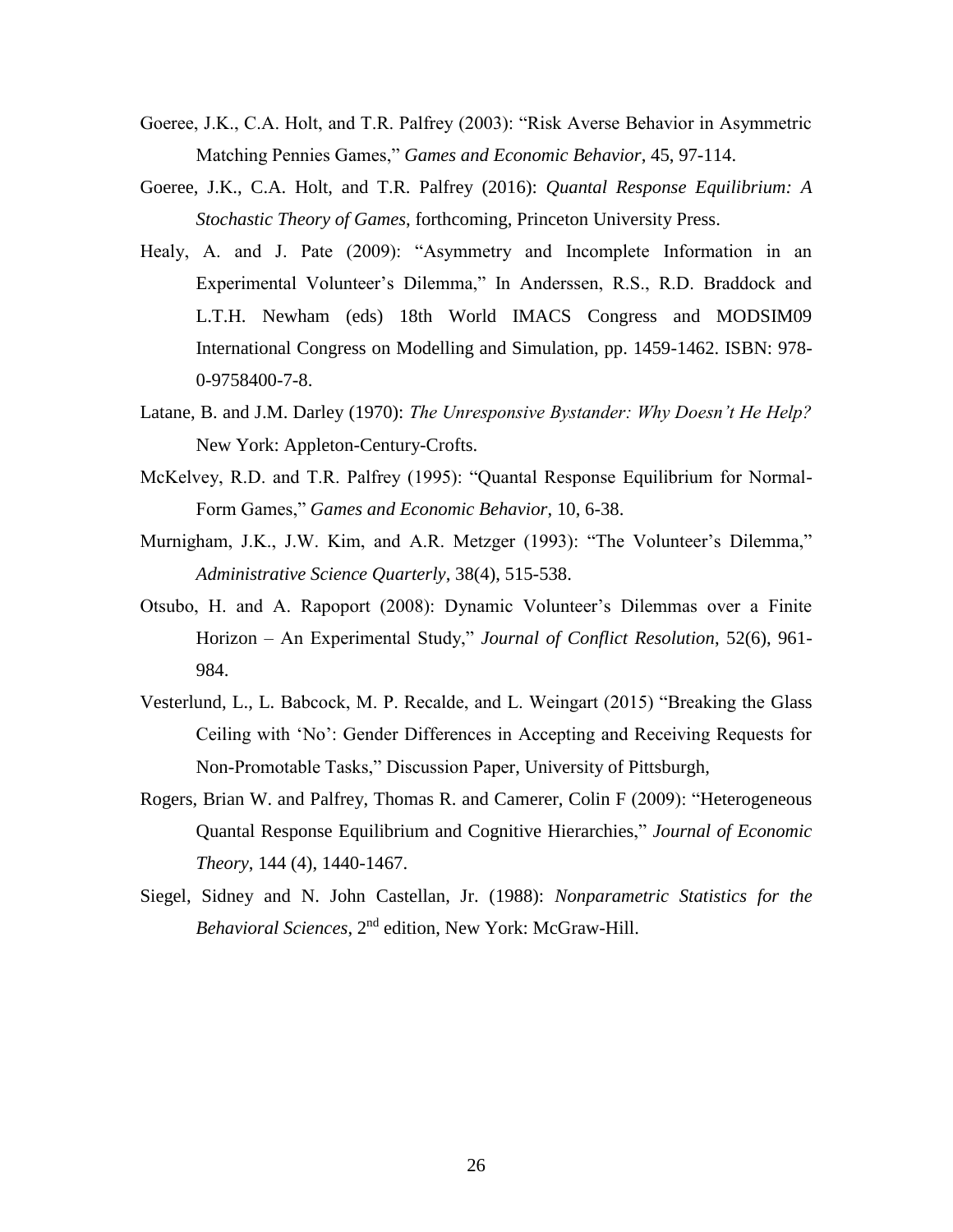Goeree, J.K., C.A. Holt, and T.R. Palfrey (2003): "Risk Averse Behavior in Asymmetric Matching Pennies Games," *Games and Economic Behavior*, 45, 97-114.

Goeree, J.K., C.A. Holt, and T.R. Palfrey (2016): *Quantal Response Equilibrium: A Stochastic Theory of Games*, forthcoming, Princeton University Press.

Healy, A. and J. Pate (2009): "Asymmetry and Incomplete Information in an Experimental Volunteer's Dilemma," In Anderssen, R.S., R.D. Braddock and L.T.H. Newham (eds) 18th World IMACS Congress and MODSIM09 International Congress on Modelling and Simulation, pp. 1459-1462. ISBN: 978-0-9758400-7-8.

Latane, B. and J.M. Darley (1970): *The Unresponsive Bystander: Why Doesn't He Help?* New York: Appleton-Century-Crofts.

McKelvey, R.D. and T.R. Palfrey (1995): "Quantal Response Equilibrium for Normal-Form Games," *Games and Economic Behavior*, 10, 6-38.

Murnigham, J.K., J.W. Kim, and A.R. Metzger (1993): "The Volunteer's Dilemma," *Administrative Science Quarterly*, 38(4), 515-538.

Otsubo, H. and A. Rapoport (2008): Dynamic Volunteer's Dilemmas over a Finite Horizon – An Experimental Study," *Journal of Conflict Resolution*, 52(6), 961-984.

Vesterlund, L., L. Babcock, M. P. Recalde, and L. Weingart (2015) "Breaking the Glass Ceiling with 'No': Gender Differences in Accepting and Receiving Requests for Non-Promotable Tasks," Discussion Paper, University of Pittsburgh,

Rogers, Brian W. and Palfrey, Thomas R. and Camerer, Colin F (2009): "Heterogeneous Quantal Response Equilibrium and Cognitive Hierarchies," *Journal of Economic Theory*, 144 (4), 1440-1467.

Siegel, Sidney and N. John Castellan, Jr. (1988): *Nonparametric Statistics for the Behavioral Sciences*, 2nd edition, New York: McGraw-Hill.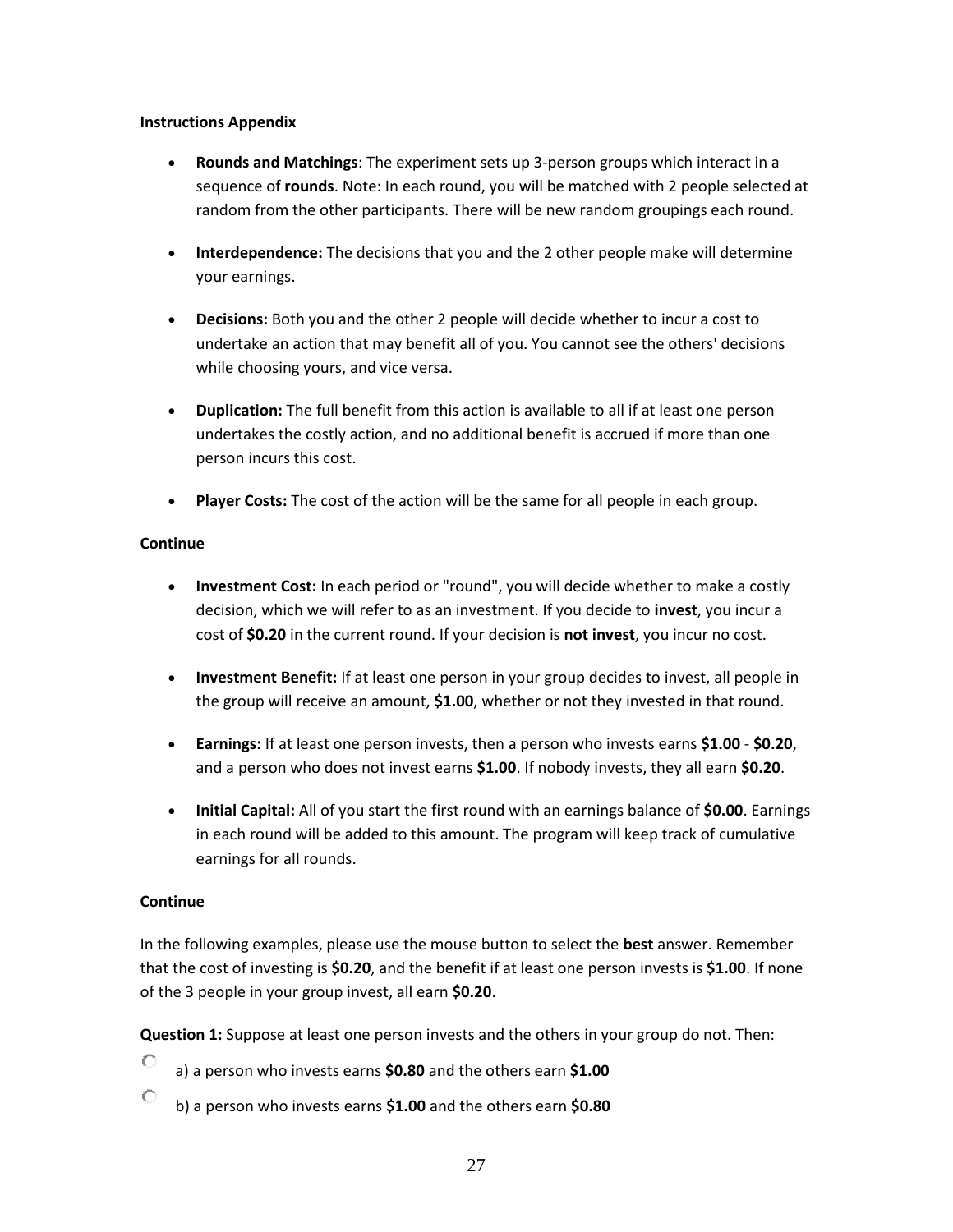**Instructions Appendix**

- **Rounds and Matchings**: The experiment sets up 3-person groups which interact in a sequence of **rounds**. Note: In each round, you will be matched with 2 people selected at random from the other participants. There will be new random groupings each round.
- **Interdependence:** The decisions that you and the 2 other people make will determine your earnings.
- **Decisions:** Both you and the other 2 people will decide whether to incur a cost to undertake an action that may benefit all of you. You cannot see the others' decisions while choosing yours, and vice versa.
- **Duplication:** The full benefit from this action is available to all if at least one person undertakes the costly action, and no additional benefit is accrued if more than one person incurs this cost.
- **Player Costs:** The cost of the action will be the same for all people in each group.

**Continue**

- **Investment Cost:** In each period or "round", you will decide whether to make a costly decision, which we will refer to as an investment. If you decide to **invest**, you incur a cost of **$0.20** in the current round. If your decision is **not invest**, you incur no cost.
- **Investment Benefit:** If at least one person in your group decides to invest, all people in the group will receive an amount, **$1.00**, whether or not they invested in that round.
- **Earnings:** If at least one person invests, then a person who invests earns **$1.00** - **$0.20**, and a person who does not invest earns **$1.00**. If nobody invests, they all earn **$0.20**.
- **Initial Capital:** All of you start the first round with an earnings balance of **$0.00**. Earnings in each round will be added to this amount. The program will keep track of cumulative earnings for all rounds.

**Continue**

In the following examples, please use the mouse button to select the **best** answer. Remember that the cost of investing is **$0.20**, and the benefit if at least one person invests is **$1.00**. If none of the 3 people in your group invest, all earn **$0.20**.

**Question 1:** Suppose at least one person invests and the others in your group do not. Then:

○ a) a person who invests earns **$0.80** and the others earn **$1.00**

○ b) a person who invests earns **$1.00** and the others earn **$0.80**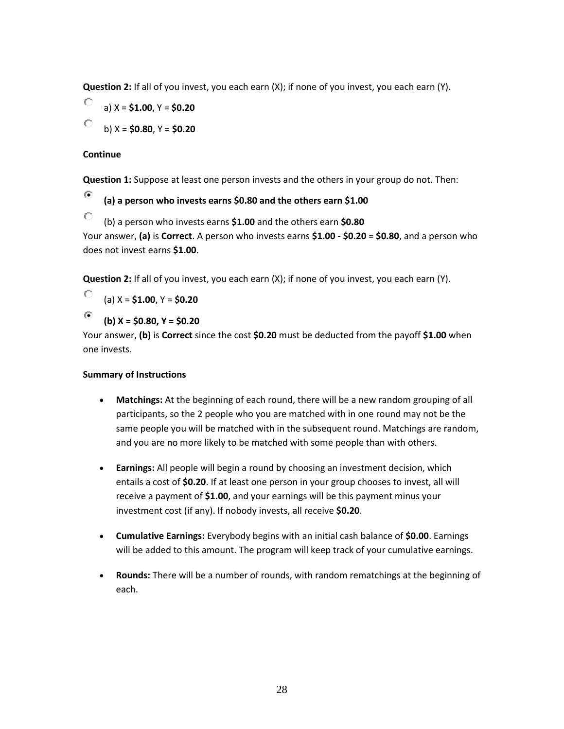**Question 2:** If all of you invest, you each earn (X); if none of you invest, you each earn (Y).

- a) X = **$1.00**, Y = **$0.20**
- b) X = **$0.80**, Y = **$0.20**

**Continue**

**Question 1:** Suppose at least one person invests and the others in your group do not. Then:

- **(a) a person who invests earns $0.80 and the others earn $1.00**
- (b) a person who invests earns **$1.00** and the others earn **$0.80**

Your answer, **(a)** is **Correct**. A person who invests earns **$1.00 - $0.20** = **$0.80**, and a person who does not invest earns **$1.00**.

**Question 2:** If all of you invest, you each earn (X); if none of you invest, you each earn (Y).

- (a) X = **$1.00**, Y = **$0.20**
- **(b) X = $0.80, Y = $0.20**

Your answer, **(b)** is **Correct** since the cost **$0.20** must be deducted from the payoff **$1.00** when one invests.

**Summary of Instructions**

- **Matchings:** At the beginning of each round, there will be a new random grouping of all participants, so the 2 people who you are matched with in one round may not be the same people you will be matched with in the subsequent round. Matchings are random, and you are no more likely to be matched with some people than with others.
- **Earnings:** All people will begin a round by choosing an investment decision, which entails a cost of **$0.20**. If at least one person in your group chooses to invest, all will receive a payment of **$1.00**, and your earnings will be this payment minus your investment cost (if any). If nobody invests, all receive **$0.20**.
- **Cumulative Earnings:** Everybody begins with an initial cash balance of **$0.00**. Earnings will be added to this amount. The program will keep track of your cumulative earnings.
- **Rounds:** There will be a number of rounds, with random rematchings at the beginning of each.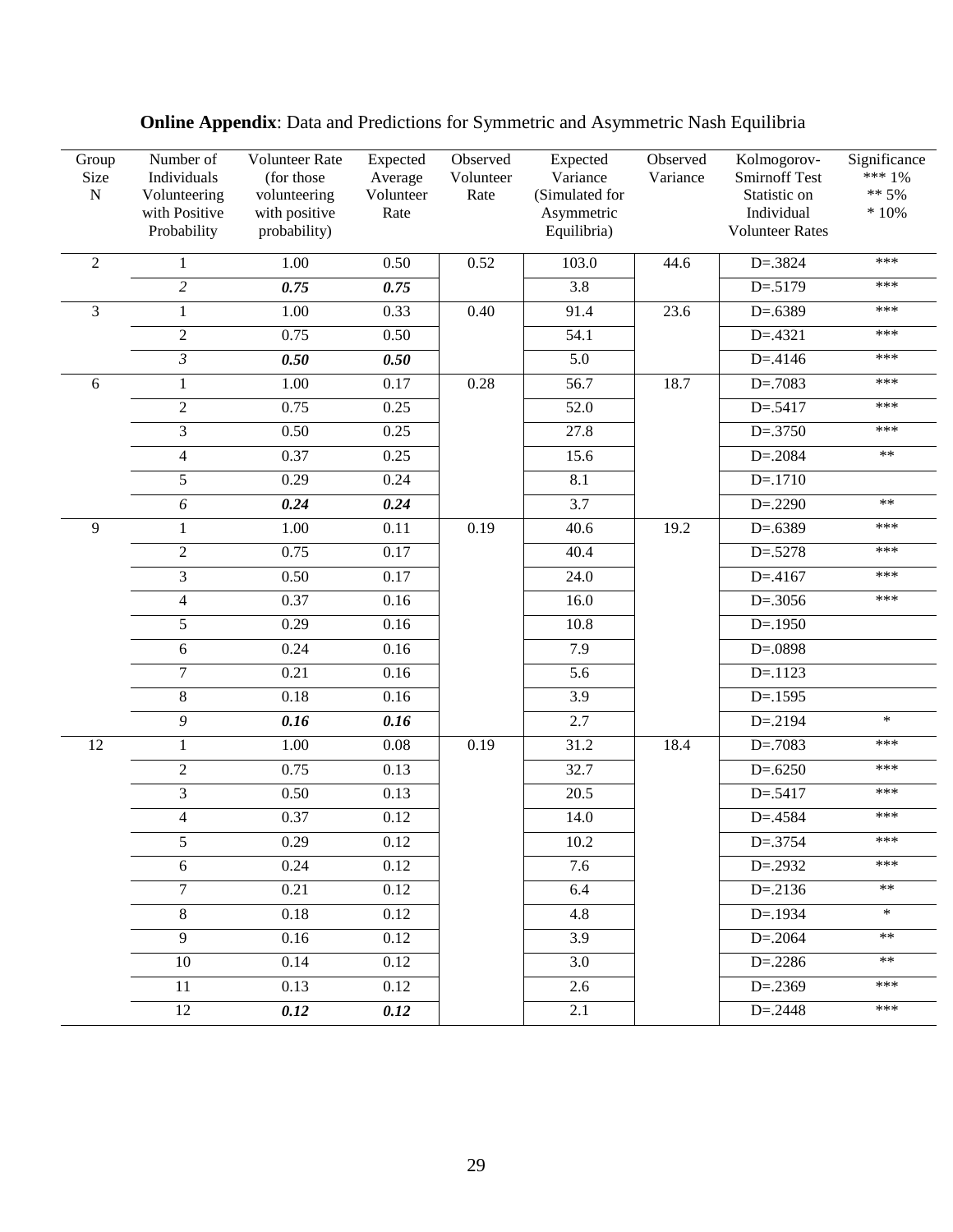**Online Appendix**: Data and Predictions for Symmetric and Asymmetric Nash Equilibria

| Group Size N | Number of Individuals Volunteering with Positive Probability | Volunteer Rate (for those volunteering with positive probability) | Expected Average Volunteer Rate | Observed Volunteer Rate | Expected Variance (Simulated for Asymmetric Equilibria) | Observed Variance | Kolmogorov-Smirnoff Test Statistic on Individual Volunteer Rates | Significance *** 1% ** 5% * 10% |
|---|---|---|---|---|---|---|---|---|
| 2 | 1 | 1.00 | 0.50 | 0.52 | 103.0 | 44.6 | D=.3824 | *** |
| | *2* | ***0.75*** | ***0.75*** | | 3.8 | | D=.5179 | *** |
| 3 | 1 | 1.00 | 0.33 | 0.40 | 91.4 | 23.6 | D=.6389 | *** |
| | 2 | 0.75 | 0.50 | | 54.1 | | D=.4321 | *** |
| | *3* | ***0.50*** | ***0.50*** | | 5.0 | | D=.4146 | *** |
| 6 | 1 | 1.00 | 0.17 | 0.28 | 56.7 | 18.7 | D=.7083 | *** |
| | 2 | 0.75 | 0.25 | | 52.0 | | D=.5417 | *** |
| | 3 | 0.50 | 0.25 | | 27.8 | | D=.3750 | *** |
| | 4 | 0.37 | 0.25 | | 15.6 | | D=.2084 | ** |
| | 5 | 0.29 | 0.24 | | 8.1 | | D=.1710 | |
| | *6* | ***0.24*** | ***0.24*** | | 3.7 | | D=.2290 | ** |
| 9 | 1 | 1.00 | 0.11 | 0.19 | 40.6 | 19.2 | D=.6389 | *** |
| | 2 | 0.75 | 0.17 | | 40.4 | | D=.5278 | *** |
| | 3 | 0.50 | 0.17 | | 24.0 | | D=.4167 | *** |
| | 4 | 0.37 | 0.16 | | 16.0 | | D=.3056 | *** |
| | 5 | 0.29 | 0.16 | | 10.8 | | D=.1950 | |
| | 6 | 0.24 | 0.16 | | 7.9 | | D=.0898 | |
| | 7 | 0.21 | 0.16 | | 5.6 | | D=.1123 | |
| | 8 | 0.18 | 0.16 | | 3.9 | | D=.1595 | |
| | *9* | ***0.16*** | ***0.16*** | | 2.7 | | D=.2194 | * |
| 12 | 1 | 1.00 | 0.08 | 0.19 | 31.2 | 18.4 | D=.7083 | *** |
| | 2 | 0.75 | 0.13 | | 32.7 | | D=.6250 | *** |
| | 3 | 0.50 | 0.13 | | 20.5 | | D=.5417 | *** |
| | 4 | 0.37 | 0.12 | | 14.0 | | D=.4584 | *** |
| | 5 | 0.29 | 0.12 | | 10.2 | | D=.3754 | *** |
| | 6 | 0.24 | 0.12 | | 7.6 | | D=.2932 | *** |
| | 7 | 0.21 | 0.12 | | 6.4 | | D=.2136 | ** |
| | 8 | 0.18 | 0.12 | | 4.8 | | D=.1934 | * |
| | 9 | 0.16 | 0.12 | | 3.9 | | D=.2064 | ** |
| | 10 | 0.14 | 0.12 | | 3.0 | | D=.2286 | ** |
| | 11 | 0.13 | 0.12 | | 2.6 | | D=.2369 | *** |
| | 12 | ***0.12*** | ***0.12*** | | 2.1 | | D=.2448 | *** |